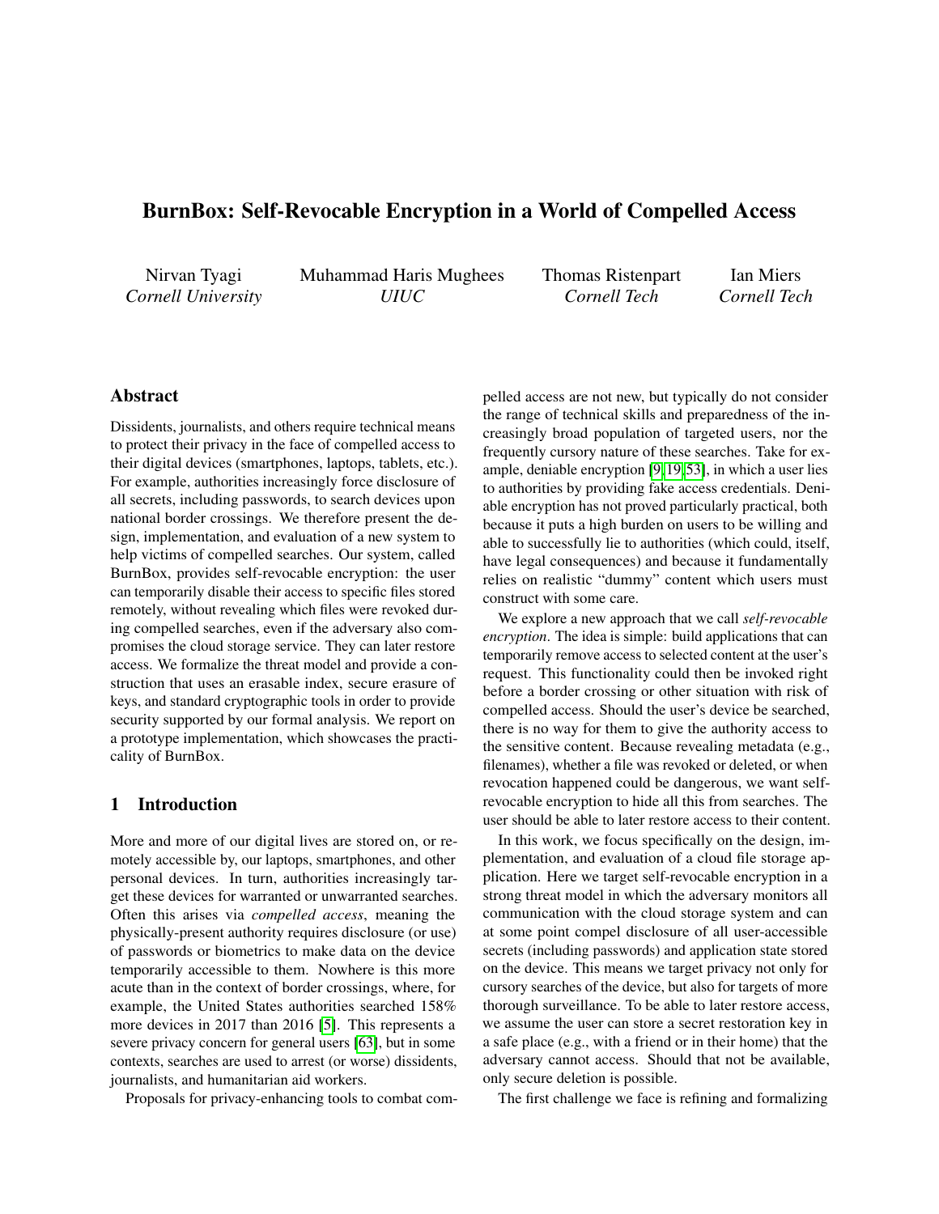# BurnBox: Self-Revocable Encryption in a World of Compelled Access

Nirvan Tyagi
*Cornell University*

Muhammad Haris Mughees
*UIUC*

Thomas Ristenpart
*Cornell Tech*

Ian Miers
*Cornell Tech*

## Abstract

Dissidents, journalists, and others require technical means to protect their privacy in the face of compelled access to their digital devices (smartphones, laptops, tablets, etc.). For example, authorities increasingly force disclosure of all secrets, including passwords, to search devices upon national border crossings. We therefore present the design, implementation, and evaluation of a new system to help victims of compelled searches. Our system, called BurnBox, provides self-revocable encryption: the user can temporarily disable their access to specific files stored remotely, without revealing which files were revoked during compelled searches, even if the adversary also compromises the cloud storage service. They can later restore access. We formalize the threat model and provide a construction that uses an erasable index, secure erasure of keys, and standard cryptographic tools in order to provide security supported by our formal analysis. We report on a prototype implementation, which showcases the practicality of BurnBox.

## 1 Introduction

More and more of our digital lives are stored on, or remotely accessible by, our laptops, smartphones, and other personal devices. In turn, authorities increasingly target these devices for warranted or unwarranted searches. Often this arises via *compelled access*, meaning the physically-present authority requires disclosure (or use) of passwords or biometrics to make data on the device temporarily accessible to them. Nowhere is this more acute than in the context of border crossings, where, for example, the United States authorities searched 158% more devices in 2017 than 2016 [5]. This represents a severe privacy concern for general users [63], but in some contexts, searches are used to arrest (or worse) dissidents, journalists, and humanitarian aid workers.

Proposals for privacy-enhancing tools to combat compelled access are not new, but typically do not consider the range of technical skills and preparedness of the increasingly broad population of targeted users, nor the frequently cursory nature of these searches. Take for example, deniable encryption [9, 19, 53], in which a user lies to authorities by providing fake access credentials. Deniable encryption has not proved particularly practical, both because it puts a high burden on users to be willing and able to successfully lie to authorities (which could, itself, have legal consequences) and because it fundamentally relies on realistic "dummy" content which users must construct with some care.

We explore a new approach that we call *self-revocable encryption*. The idea is simple: build applications that can temporarily remove access to selected content at the user's request. This functionality could then be invoked right before a border crossing or other situation with risk of compelled access. Should the user's device be searched, there is no way for them to give the authority access to the sensitive content. Because revealing metadata (e.g., filenames), whether a file was revoked or deleted, or when revocation happened could be dangerous, we want self-revocable encryption to hide all this from searches. The user should be able to later restore access to their content.

In this work, we focus specifically on the design, implementation, and evaluation of a cloud file storage application. Here we target self-revocable encryption in a strong threat model in which the adversary monitors all communication with the cloud storage system and can at some point compel disclosure of all user-accessible secrets (including passwords) and application state stored on the device. This means we target privacy not only for cursory searches of the device, but also for targets of more thorough surveillance. To be able to later restore access, we assume the user can store a secret restoration key in a safe place (e.g., with a friend or in their home) that the adversary cannot access. Should that not be available, only secure deletion is possible.

The first challenge we face is refining and formalizing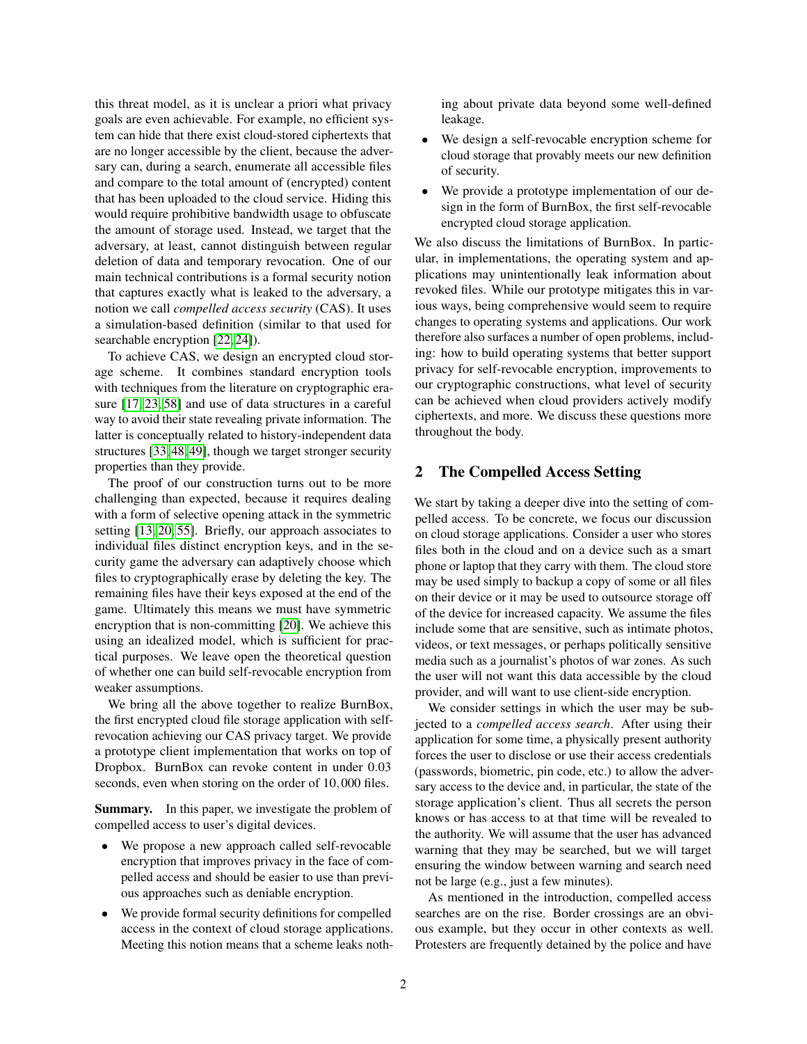this threat model, as it is unclear a priori what privacy goals are even achievable. For example, no efficient system can hide that there exist cloud-stored ciphertexts that are no longer accessible by the client, because the adversary can, during a search, enumerate all accessible files and compare to the total amount of (encrypted) content that has been uploaded to the cloud service. Hiding this would require prohibitive bandwidth usage to obfuscate the amount of storage used. Instead, we target that the adversary, at least, cannot distinguish between regular deletion of data and temporary revocation. One of our main technical contributions is a formal security notion that captures exactly what is leaked to the adversary, a notion we call *compelled access security* (CAS). It uses a simulation-based definition (similar to that used for searchable encryption [22, 24]).

To achieve CAS, we design an encrypted cloud storage scheme. It combines standard encryption tools with techniques from the literature on cryptographic erasure [17, 23, 58] and use of data structures in a careful way to avoid their state revealing private information. The latter is conceptually related to history-independent data structures [33, 48, 49], though we target stronger security properties than they provide.

The proof of our construction turns out to be more challenging than expected, because it requires dealing with a form of selective opening attack in the symmetric setting [13, 20, 55]. Briefly, our approach associates to individual files distinct encryption keys, and in the security game the adversary can adaptively choose which files to cryptographically erase by deleting the key. The remaining files have their keys exposed at the end of the game. Ultimately this means we must have symmetric encryption that is non-committing [20]. We achieve this using an idealized model, which is sufficient for practical purposes. We leave open the theoretical question of whether one can build self-revocable encryption from weaker assumptions.

We bring all the above together to realize BurnBox, the first encrypted cloud file storage application with self-revocation achieving our CAS privacy target. We provide a prototype client implementation that works on top of Dropbox. BurnBox can revoke content in under 0.03 seconds, even when storing on the order of 10,000 files.

**Summary.** In this paper, we investigate the problem of compelled access to user's digital devices.

- We propose a new approach called self-revocable encryption that improves privacy in the face of compelled access and should be easier to use than previous approaches such as deniable encryption.
- We provide formal security definitions for compelled access in the context of cloud storage applications. Meeting this notion means that a scheme leaks nothing about private data beyond some well-defined leakage.
- We design a self-revocable encryption scheme for cloud storage that provably meets our new definition of security.
- We provide a prototype implementation of our design in the form of BurnBox, the first self-revocable encrypted cloud storage application.

We also discuss the limitations of BurnBox. In particular, in implementations, the operating system and applications may unintentionally leak information about revoked files. While our prototype mitigates this in various ways, being comprehensive would seem to require changes to operating systems and applications. Our work therefore also surfaces a number of open problems, including: how to build operating systems that better support privacy for self-revocable encryption, improvements to our cryptographic constructions, what level of security can be achieved when cloud providers actively modify ciphertexts, and more. We discuss these questions more throughout the body.

## 2 The Compelled Access Setting

We start by taking a deeper dive into the setting of compelled access. To be concrete, we focus our discussion on cloud storage applications. Consider a user who stores files both in the cloud and on a device such as a smart phone or laptop that they carry with them. The cloud store may be used simply to backup a copy of some or all files on their device or it may be used to outsource storage off of the device for increased capacity. We assume the files include some that are sensitive, such as intimate photos, videos, or text messages, or perhaps politically sensitive media such as a journalist's photos of war zones. As such the user will not want this data accessible by the cloud provider, and will want to use client-side encryption.

We consider settings in which the user may be subjected to a *compelled access search*. After using their application for some time, a physically present authority forces the user to disclose or use their access credentials (passwords, biometric, pin code, etc.) to allow the adversary access to the device and, in particular, the state of the storage application's client. Thus all secrets the person knows or has access to at that time will be revealed to the authority. We will assume that the user has advanced warning that they may be searched, but we will target ensuring the window between warning and search need not be large (e.g., just a few minutes).

As mentioned in the introduction, compelled access searches are on the rise. Border crossings are an obvious example, but they occur in other contexts as well. Protesters are frequently detained by the police and have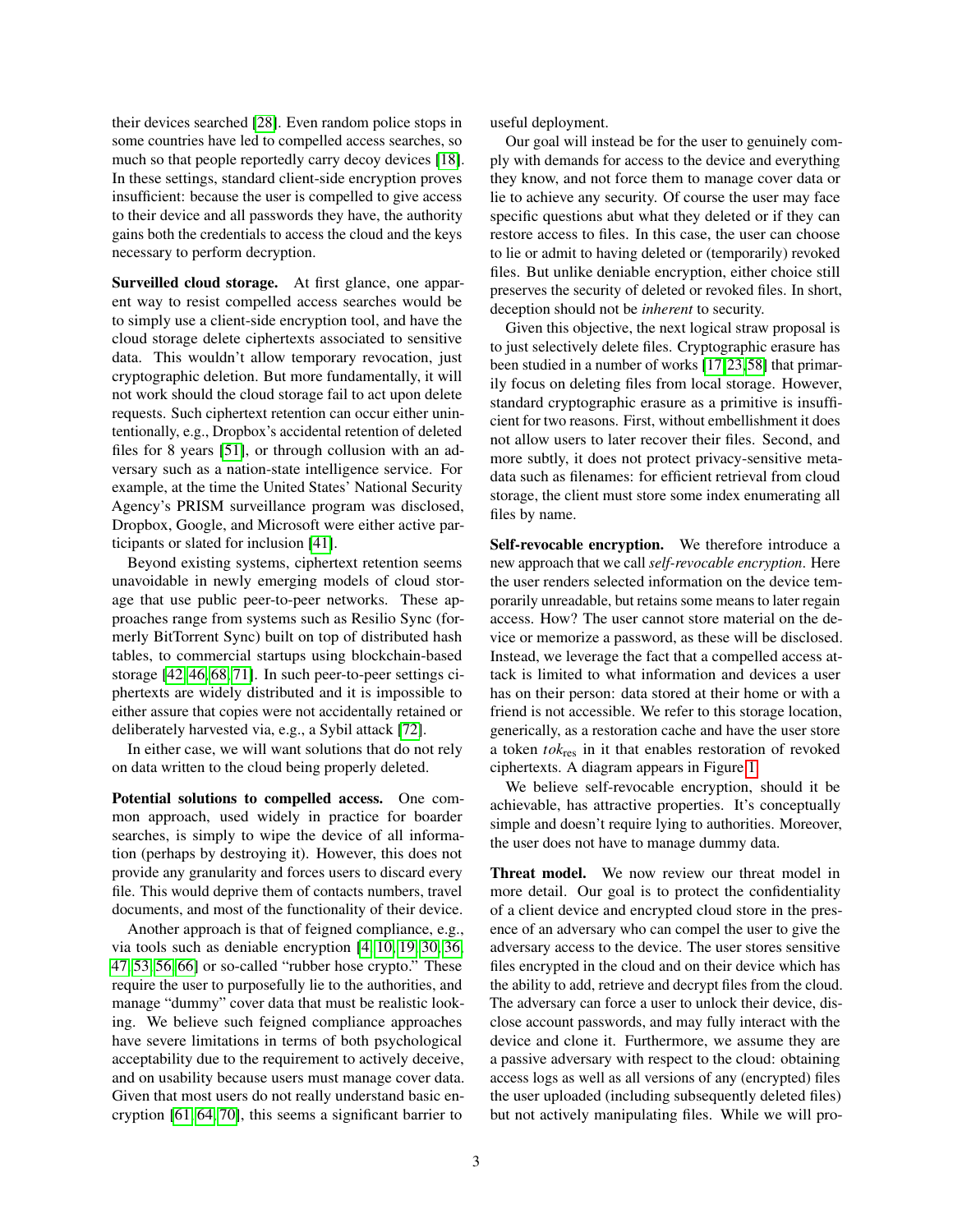their devices searched [28]. Even random police stops in some countries have led to compelled access searches, so much so that people reportedly carry decoy devices [18]. In these settings, standard client-side encryption proves insufficient: because the user is compelled to give access to their device and all passwords they have, the authority gains both the credentials to access the cloud and the keys necessary to perform decryption.

**Surveilled cloud storage.** At first glance, one apparent way to resist compelled access searches would be to simply use a client-side encryption tool, and have the cloud storage delete ciphertexts associated to sensitive data. This wouldn't allow temporary revocation, just cryptographic deletion. But more fundamentally, it will not work should the cloud storage fail to act upon delete requests. Such ciphertext retention can occur either unintentionally, e.g., Dropbox's accidental retention of deleted files for 8 years [51], or through collusion with an adversary such as a nation-state intelligence service. For example, at the time the United States' National Security Agency's PRISM surveillance program was disclosed, Dropbox, Google, and Microsoft were either active participants or slated for inclusion [41].

Beyond existing systems, ciphertext retention seems unavoidable in newly emerging models of cloud storage that use public peer-to-peer networks. These approaches range from systems such as Resilio Sync (formerly BitTorrent Sync) built on top of distributed hash tables, to commercial startups using blockchain-based storage [42,46,68,71]. In such peer-to-peer settings ciphertexts are widely distributed and it is impossible to either assure that copies were not accidentally retained or deliberately harvested via, e.g., a Sybil attack [72].

In either case, we will want solutions that do not rely on data written to the cloud being properly deleted.

**Potential solutions to compelled access.** One common approach, used widely in practice for boarder searches, is simply to wipe the device of all information (perhaps by destroying it). However, this does not provide any granularity and forces users to discard every file. This would deprive them of contacts numbers, travel documents, and most of the functionality of their device.

Another approach is that of feigned compliance, e.g., via tools such as deniable encryption [4,10,19,30,36,47,53,56,66] or so-called "rubber hose crypto." These require the user to purposefully lie to the authorities, and manage "dummy" cover data that must be realistic looking. We believe such feigned compliance approaches have severe limitations in terms of both psychological acceptability due to the requirement to actively deceive, and on usability because users must manage cover data. Given that most users do not really understand basic encryption [61,64,70], this seems a significant barrier to useful deployment.

Our goal will instead be for the user to genuinely comply with demands for access to the device and everything they know, and not force them to manage cover data or lie to achieve any security. Of course the user may face specific questions abut what they deleted or if they can restore access to files. In this case, the user can choose to lie or admit to having deleted or (temporarily) revoked files. But unlike deniable encryption, either choice still preserves the security of deleted or revoked files. In short, deception should not be *inherent* to security.

Given this objective, the next logical straw proposal is to just selectively delete files. Cryptographic erasure has been studied in a number of works [17,23,58] that primarily focus on deleting files from local storage. However, standard cryptographic erasure as a primitive is insufficient for two reasons. First, without embellishment it does not allow users to later recover their files. Second, and more subtly, it does not protect privacy-sensitive metadata such as filenames: for efficient retrieval from cloud storage, the client must store some index enumerating all files by name.

**Self-revocable encryption.** We therefore introduce a new approach that we call *self-revocable encryption*. Here the user renders selected information on the device temporarily unreadable, but retains some means to later regain access. How? The user cannot store material on the device or memorize a password, as these will be disclosed. Instead, we leverage the fact that a compelled access attack is limited to what information and devices a user has on their person: data stored at their home or with a friend is not accessible. We refer to this storage location, generically, as a restoration cache and have the user store a token $tok_{\text{res}}$ in it that enables restoration of revoked ciphertexts. A diagram appears in Figure 1.

We believe self-revocable encryption, should it be achievable, has attractive properties. It's conceptually simple and doesn't require lying to authorities. Moreover, the user does not have to manage dummy data.

**Threat model.** We now review our threat model in more detail. Our goal is to protect the confidentiality of a client device and encrypted cloud store in the presence of an adversary who can compel the user to give the adversary access to the device. The user stores sensitive files encrypted in the cloud and on their device which has the ability to add, retrieve and decrypt files from the cloud. The adversary can force a user to unlock their device, disclose account passwords, and may fully interact with the device and clone it. Furthermore, we assume they are a passive adversary with respect to the cloud: obtaining access logs as well as all versions of any (encrypted) files the user uploaded (including subsequently deleted files) but not actively manipulating files. While we will pro-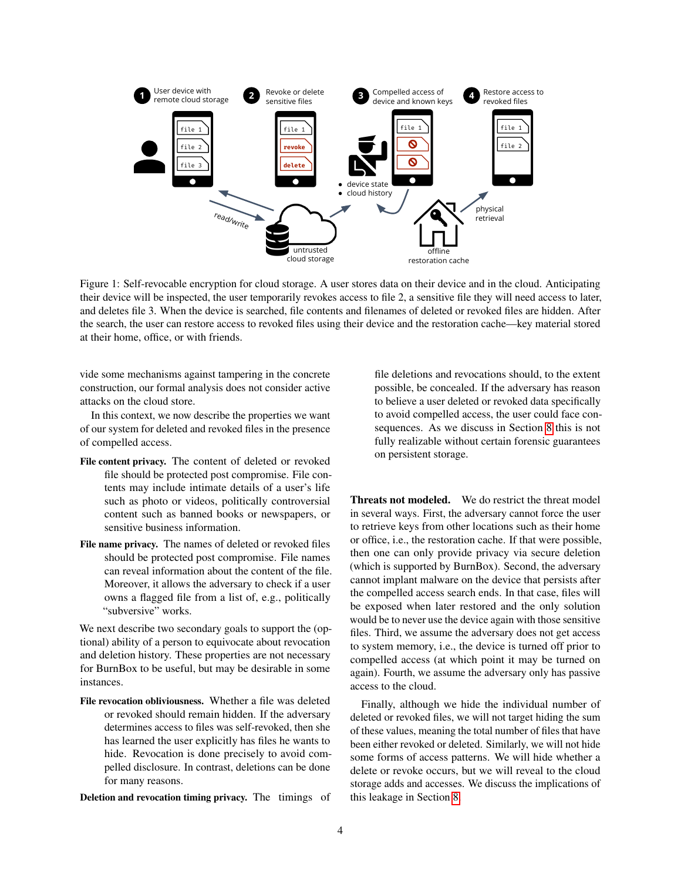Figure 1: Self-revocable encryption for cloud storage. A user stores data on their device and in the cloud. Anticipating their device will be inspected, the user temporarily revokes access to file 2, a sensitive file they will need access to later, and deletes file 3. When the device is searched, file contents and filenames of deleted or revoked files are hidden. After the search, the user can restore access to revoked files using their device and the restoration cache—key material stored at their home, office, or with friends.

vide some mechanisms against tampering in the concrete construction, our formal analysis does not consider active attacks on the cloud store.

In this context, we now describe the properties we want of our system for deleted and revoked files in the presence of compelled access.

**File content privacy.** The content of deleted or revoked file should be protected post compromise. File contents may include intimate details of a user's life such as photo or videos, politically controversial content such as banned books or newspapers, or sensitive business information.

**File name privacy.** The names of deleted or revoked files should be protected post compromise. File names can reveal information about the content of the file. Moreover, it allows the adversary to check if a user owns a flagged file from a list of, e.g., politically "subversive" works.

We next describe two secondary goals to support the (optional) ability of a person to equivocate about revocation and deletion history. These properties are not necessary for BurnBox to be useful, but may be desirable in some instances.

**File revocation obliviousness.** Whether a file was deleted or revoked should remain hidden. If the adversary determines access to files was self-revoked, then she has learned the user explicitly has files he wants to hide. Revocation is done precisely to avoid compelled disclosure. In contrast, deletions can be done for many reasons.

**Deletion and revocation timing privacy.** The timings of file deletions and revocations should, to the extent possible, be concealed. If the adversary has reason to believe a user deleted or revoked data specifically to avoid compelled access, the user could face consequences. As we discuss in Section 8 this is not fully realizable without certain forensic guarantees on persistent storage.

**Threats not modeled.** We do restrict the threat model in several ways. First, the adversary cannot force the user to retrieve keys from other locations such as their home or office, i.e., the restoration cache. If that were possible, then one can only provide privacy via secure deletion (which is supported by BurnBox). Second, the adversary cannot implant malware on the device that persists after the compelled access search ends. In that case, files will be exposed when later restored and the only solution would be to never use the device again with those sensitive files. Third, we assume the adversary does not get access to system memory, i.e., the device is turned off prior to compelled access (at which point it may be turned on again). Fourth, we assume the adversary only has passive access to the cloud.

Finally, although we hide the individual number of deleted or revoked files, we will not target hiding the sum of these values, meaning the total number of files that have been either revoked or deleted. Similarly, we will not hide some forms of access patterns. We will hide whether a delete or revoke occurs, but we will reveal to the cloud storage adds and accesses. We discuss the implications of this leakage in Section 8.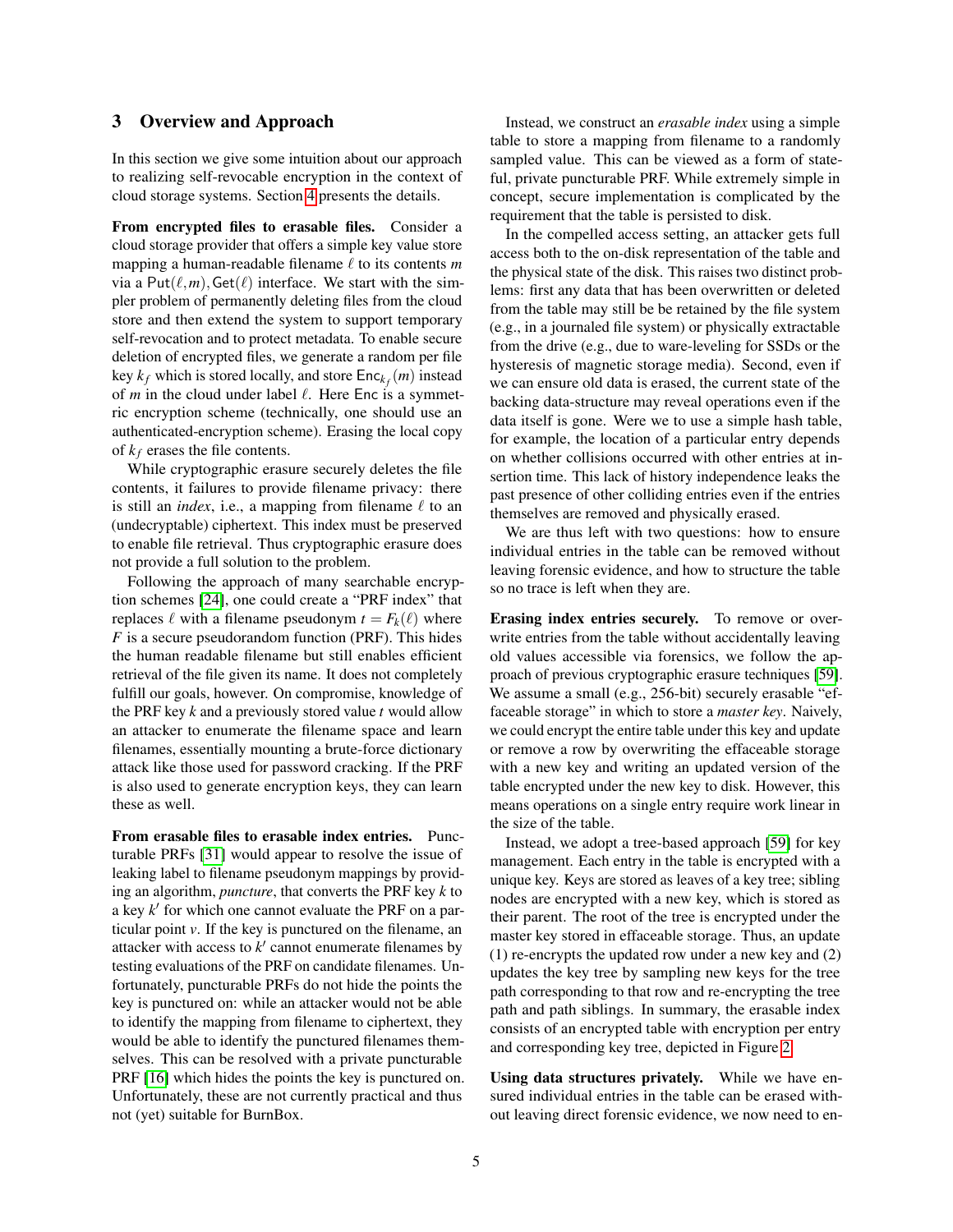## 3 Overview and Approach

In this section we give some intuition about our approach to realizing self-revocable encryption in the context of cloud storage systems. Section 4 presents the details.

**From encrypted files to erasable files.** Consider a cloud storage provider that offers a simple key value store mapping a human-readable filename $\ell$ to its contents $m$ via a $\mathsf{Put}(\ell, m), \mathsf{Get}(\ell)$ interface. We start with the simpler problem of permanently deleting files from the cloud store and then extend the system to support temporary self-revocation and to protect metadata. To enable secure deletion of encrypted files, we generate a random per file key $k_f$ which is stored locally, and store $\mathsf{Enc}_{k_f}(m)$ instead of $m$ in the cloud under label $\ell$. Here $\mathsf{Enc}$ is a symmetric encryption scheme (technically, one should use an authenticated-encryption scheme). Erasing the local copy of $k_f$ erases the file contents.

While cryptographic erasure securely deletes the file contents, it failures to provide filename privacy: there is still an *index*, i.e., a mapping from filename $\ell$ to an (undecryptable) ciphertext. This index must be preserved to enable file retrieval. Thus cryptographic erasure does not provide a full solution to the problem.

Following the approach of many searchable encryption schemes [24], one could create a "PRF index" that replaces $\ell$ with a filename pseudonym $t = F_k(\ell)$ where $F$ is a secure pseudorandom function (PRF). This hides the human readable filename but still enables efficient retrieval of the file given its name. It does not completely fulfill our goals, however. On compromise, knowledge of the PRF key $k$ and a previously stored value $t$ would allow an attacker to enumerate the filename space and learn filenames, essentially mounting a brute-force dictionary attack like those used for password cracking. If the PRF is also used to generate encryption keys, they can learn these as well.

**From erasable files to erasable index entries.** Puncturable PRFs [31] would appear to resolve the issue of leaking label to filename pseudonym mappings by providing an algorithm, *puncture*, that converts the PRF key $k$ to a key $k'$ for which one cannot evaluate the PRF on a particular point $v$. If the key is punctured on the filename, an attacker with access to $k'$ cannot enumerate filenames by testing evaluations of the PRF on candidate filenames. Unfortunately, puncturable PRFs do not hide the points the key is punctured on: while an attacker would not be able to identify the mapping from filename to ciphertext, they would be able to identify the punctured filenames themselves. This can be resolved with a private puncturable PRF [16] which hides the points the key is punctured on. Unfortunately, these are not currently practical and thus not (yet) suitable for BurnBox.

Instead, we construct an *erasable index* using a simple table to store a mapping from filename to a randomly sampled value. This can be viewed as a form of stateful, private puncturable PRF. While extremely simple in concept, secure implementation is complicated by the requirement that the table is persisted to disk.

In the compelled access setting, an attacker gets full access both to the on-disk representation of the table and the physical state of the disk. This raises two distinct problems: first any data that has been overwritten or deleted from the table may still be be retained by the file system (e.g., in a journaled file system) or physically extractable from the drive (e.g., due to ware-leveling for SSDs or the hysteresis of magnetic storage media). Second, even if we can ensure old data is erased, the current state of the backing data-structure may reveal operations even if the data itself is gone. Were we to use a simple hash table, for example, the location of a particular entry depends on whether collisions occurred with other entries at insertion time. This lack of history independence leaks the past presence of other colliding entries even if the entries themselves are removed and physically erased.

We are thus left with two questions: how to ensure individual entries in the table can be removed without leaving forensic evidence, and how to structure the table so no trace is left when they are.

**Erasing index entries securely.** To remove or overwrite entries from the table without accidentally leaving old values accessible via forensics, we follow the approach of previous cryptographic erasure techniques [59]. We assume a small (e.g., 256-bit) securely erasable "effaceable storage" in which to store a *master key*. Naively, we could encrypt the entire table under this key and update or remove a row by overwriting the effaceable storage with a new key and writing an updated version of the table encrypted under the new key to disk. However, this means operations on a single entry require work linear in the size of the table.

Instead, we adopt a tree-based approach [59] for key management. Each entry in the table is encrypted with a unique key. Keys are stored as leaves of a key tree; sibling nodes are encrypted with a new key, which is stored as their parent. The root of the tree is encrypted under the master key stored in effaceable storage. Thus, an update (1) re-encrypts the updated row under a new key and (2) updates the key tree by sampling new keys for the tree path corresponding to that row and re-encrypting the tree path and path siblings. In summary, the erasable index consists of an encrypted table with encryption per entry and corresponding key tree, depicted in Figure 2.

**Using data structures privately.** While we have ensured individual entries in the table can be erased without leaving direct forensic evidence, we now need to en-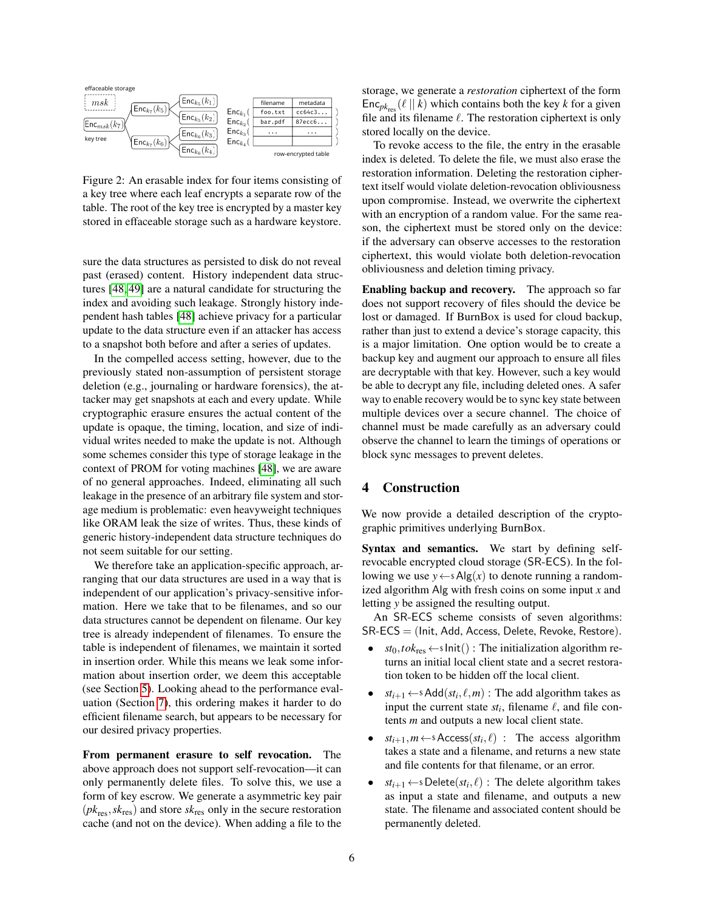Figure 2: An erasable index for four items consisting of a key tree where each leaf encrypts a separate row of the table. The root of the key tree is encrypted by a master key stored in effaceable storage such as a hardware keystore.

sure the data structures as persisted to disk do not reveal past (erased) content. History independent data structures [48, 49] are a natural candidate for structuring the index and avoiding such leakage. Strongly history independent hash tables [48] achieve privacy for a particular update to the data structure even if an attacker has access to a snapshot both before and after a series of updates.

In the compelled access setting, however, due to the previously stated non-assumption of persistent storage deletion (e.g., journaling or hardware forensics), the attacker may get snapshots at each and every update. While cryptographic erasure ensures the actual content of the update is opaque, the timing, location, and size of individual writes needed to make the update is not. Although some schemes consider this type of storage leakage in the context of PROM for voting machines [48], we are aware of no general approaches. Indeed, eliminating all such leakage in the presence of an arbitrary file system and storage medium is problematic: even heavyweight techniques like ORAM leak the size of writes. Thus, these kinds of generic history-independent data structure techniques do not seem suitable for our setting.

We therefore take an application-specific approach, arranging that our data structures are used in a way that is independent of our application's privacy-sensitive information. Here we take that to be filenames, and so our data structures cannot be dependent on filename. Our key tree is already independent of filenames. To ensure the table is independent of filenames, we maintain it sorted in insertion order. While this means we leak some information about insertion order, we deem this acceptable (see Section 5). Looking ahead to the performance evaluation (Section 7), this ordering makes it harder to do efficient filename search, but appears to be necessary for our desired privacy properties.

**From permanent erasure to self revocation.** The above approach does not support self-revocation—it can only permanently delete files. To solve this, we use a form of key escrow. We generate a asymmetric key pair $(pk_{\text{res}}, sk_{\text{res}})$ and store $sk_{\text{res}}$ only in the secure restoration cache (and not on the device). When adding a file to the storage, we generate a *restoration* ciphertext of the form $\mathsf{Enc}_{pk_{\text{res}}}(\ell \,||\, k)$ which contains both the key $k$ for a given file and its filename $\ell$. The restoration ciphertext is only stored locally on the device.

To revoke access to the file, the entry in the erasable index is deleted. To delete the file, we must also erase the restoration information. Deleting the restoration ciphertext itself would violate deletion-revocation obliviousness upon compromise. Instead, we overwrite the ciphertext with an encryption of a random value. For the same reason, the ciphertext must be stored only on the device: if the adversary can observe accesses to the restoration ciphertext, this would violate both deletion-revocation obliviousness and deletion timing privacy.

**Enabling backup and recovery.** The approach so far does not support recovery of files should the device be lost or damaged. If BurnBox is used for cloud backup, rather than just to extend a device's storage capacity, this is a major limitation. One option would be to create a backup key and augment our approach to ensure all files are decryptable with that key. However, such a key would be able to decrypt any file, including deleted ones. A safer way to enable recovery would be to sync key state between multiple devices over a secure channel. The choice of channel must be made carefully as an adversary could observe the channel to learn the timings of operations or block sync messages to prevent deletes.

## 4 Construction

We now provide a detailed description of the cryptographic primitives underlying BurnBox.

**Syntax and semantics.** We start by defining self-revocable encrypted cloud storage (SR-ECS). In the following we use $y \leftarrow\!\!\$\, \mathsf{Alg}(x)$ to denote running a randomized algorithm Alg with fresh coins on some input $x$ and letting $y$ be assigned the resulting output.

An SR-ECS scheme consists of seven algorithms: SR-ECS = (Init, Add, Access, Delete, Revoke, Restore).

- $st_0, tok_{\text{res}} \leftarrow\!\!\$\, \mathsf{Init}()$ : The initialization algorithm returns an initial local client state and a secret restoration token to be hidden off the local client.
- $st_{i+1} \leftarrow\!\!\$\, \mathsf{Add}(st_i, \ell, m)$ : The add algorithm takes as input the current state $st_i$, filename $\ell$, and file contents $m$ and outputs a new local client state.
- $st_{i+1}, m \leftarrow\!\!\$\, \mathsf{Access}(st_i, \ell)$ : The access algorithm takes a state and a filename, and returns a new state and file contents for that filename, or an error.
- $st_{i+1} \leftarrow\!\!\$\, \mathsf{Delete}(st_i, \ell)$ : The delete algorithm takes as input a state and filename, and outputs a new state. The filename and associated content should be permanently deleted.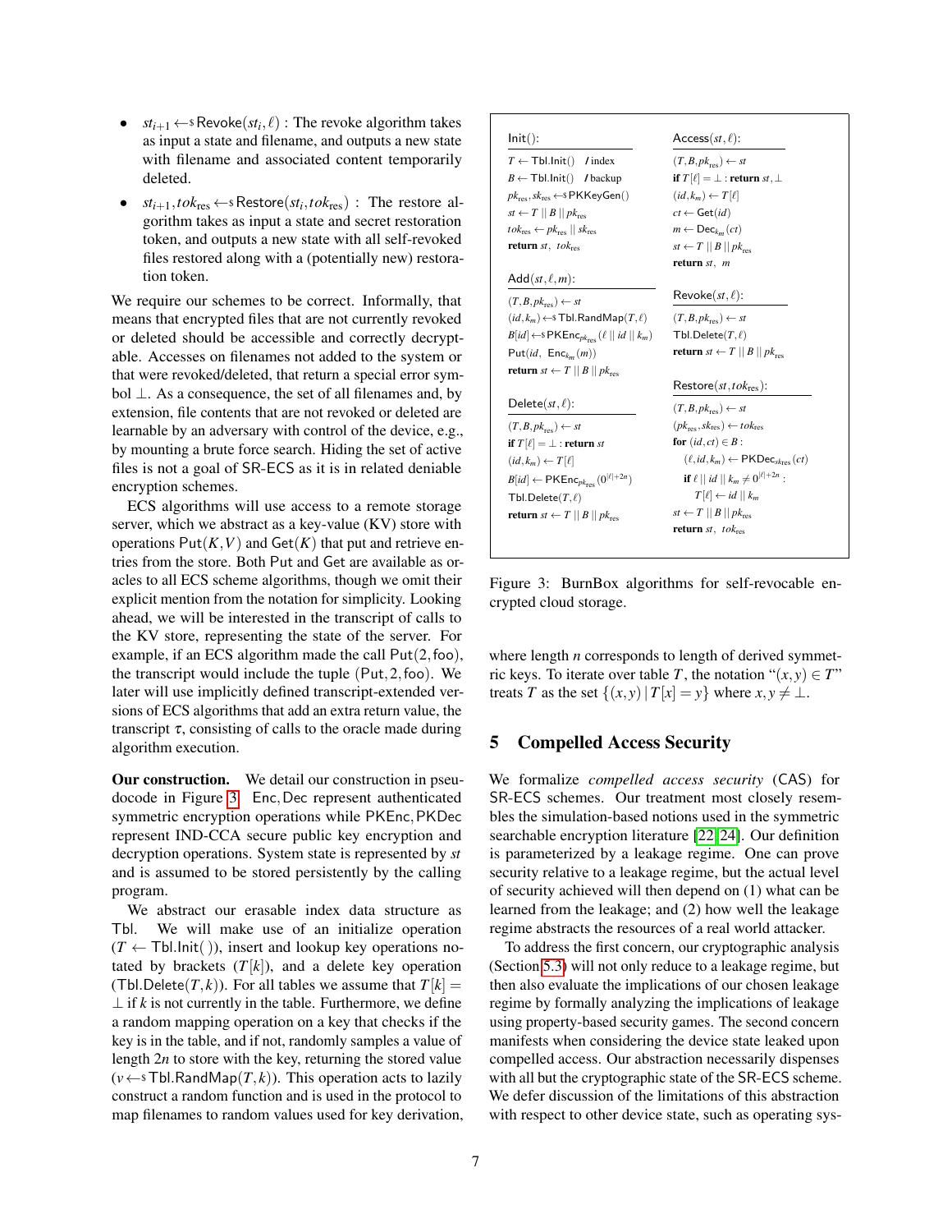- $st_{i+1} \leftarrow\$ \mathsf{Revoke}(st_i, \ell)$ : The revoke algorithm takes as input a state and filename, and outputs a new state with filename and associated content temporarily deleted.
- $st_{i+1}, tok_{\text{res}} \leftarrow\$ \mathsf{Restore}(st_i, tok_{\text{res}})$ : The restore algorithm takes as input a state and secret restoration token, and outputs a new state with all self-revoked files restored along with a (potentially new) restoration token.

We require our schemes to be correct. Informally, that means that encrypted files that are not currently revoked or deleted should be accessible and correctly decryptable. Accesses on filenames not added to the system or that were revoked/deleted, that return a special error symbol $\perp$. As a consequence, the set of all filenames and, by extension, file contents that are not revoked or deleted are learnable by an adversary with control of the device, e.g., by mounting a brute force search. Hiding the set of active files is not a goal of SR-ECS as it is in related deniable encryption schemes.

ECS algorithms will use access to a remote storage server, which we abstract as a key-value (KV) store with operations $\mathsf{Put}(K,V)$ and $\mathsf{Get}(K)$ that put and retrieve entries from the store. Both Put and Get are available as oracles to all ECS scheme algorithms, though we omit their explicit mention from the notation for simplicity. Looking ahead, we will be interested in the transcript of calls to the KV store, representing the state of the server. For example, if an ECS algorithm made the call $\mathsf{Put}(2, \text{foo})$, the transcript would include the tuple $(\mathsf{Put}, 2, \text{foo})$. We later will use implicitly defined transcript-extended versions of ECS algorithms that add an extra return value, the transcript $\tau$, consisting of calls to the oracle made during algorithm execution.

**Our construction.** We detail our construction in pseudocode in Figure 3. Enc, Dec represent authenticated symmetric encryption operations while PKEnc, PKDec represent IND-CCA secure public key encryption and decryption operations. System state is represented by $st$ and is assumed to be stored persistently by the calling program.

We abstract our erasable index data structure as Tbl. We will make use of an initialize operation ($T \leftarrow \mathsf{Tbl.Init}(\,)$), insert and lookup key operations notated by brackets ($T[k]$), and a delete key operation ($\mathsf{Tbl.Delete}(T,k)$). For all tables we assume that $T[k] = \perp$ if $k$ is not currently in the table. Furthermore, we define a random mapping operation on a key that checks if the key is in the table, and if not, randomly samples a value of length $2n$ to store with the key, returning the stored value ($v \leftarrow\$ \mathsf{Tbl.RandMap}(T,k)$). This operation acts to lazily construct a random function and is used in the protocol to map filenames to random values used for key derivation, where length $n$ corresponds to length of derived symmetric keys. To iterate over table $T$, the notation "$(x,y) \in T$" treats $T$ as the set $\{(x,y) \mid T[x] = y\}$ where $x, y \neq \perp$.

```
Init():
  T ← Tbl.Init()      // index
  B ← Tbl.Init()      // backup
  pk_res, sk_res ←$ PKKeyGen()
  st ← T || B || pk_res
  tok_res ← pk_res || sk_res
  return st, tok_res

Add(st, ℓ, m):
  (T, B, pk_res) ← st
  (id, k_m) ←$ Tbl.RandMap(T, ℓ)
  B[id] ←$ PKEnc_{pk_res}(ℓ || id || k_m)
  Put(id, Enc_{k_m}(m))
  return st ← T || B || pk_res

Delete(st, ℓ):
  (T, B, pk_res) ← st
  if T[ℓ] = ⊥ : return st
  (id, k_m) ← T[ℓ]
  B[id] ← PKEnc_{pk_res}(0^{|ℓ|+2n})
  Tbl.Delete(T, ℓ)
  return st ← T || B || pk_res

Access(st, ℓ):
  (T, B, pk_res) ← st
  if T[ℓ] = ⊥ : return st, ⊥
  (id, k_m) ← T[ℓ]
  ct ← Get(id)
  m ← Dec_{k_m}(ct)
  st ← T || B || pk_res
  return st, m

Revoke(st, ℓ):
  (T, B, pk_res) ← st
  Tbl.Delete(T, ℓ)
  return st ← T || B || pk_res

Restore(st, tok_res):
  (T, B, pk_res) ← st
  (pk_res, sk_res) ← tok_res
  for (id, ct) ∈ B :
    (ℓ, id, k_m) ← PKDec_{sk_res}(ct)
    if ℓ || id || k_m ≠ 0^{|ℓ|+2n} :
      T[ℓ] ← id || k_m
  st ← T || B || pk_res
  return st, tok_res
```

Figure 3: BurnBox algorithms for self-revocable encrypted cloud storage.

## 5 Compelled Access Security

We formalize *compelled access security* (CAS) for SR-ECS schemes. Our treatment most closely resembles the simulation-based notions used in the symmetric searchable encryption literature [22, 24]. Our definition is parameterized by a leakage regime. One can prove security relative to a leakage regime, but the actual level of security achieved will then depend on (1) what can be learned from the leakage; and (2) how well the leakage regime abstracts the resources of a real world attacker.

To address the first concern, our cryptographic analysis (Section 5.3) will not only reduce to a leakage regime, but then also evaluate the implications of our chosen leakage regime by formally analyzing the implications of leakage using property-based security games. The second concern manifests when considering the device state leaked upon compelled access. Our abstraction necessarily dispenses with all but the cryptographic state of the SR-ECS scheme. We defer discussion of the limitations of this abstraction with respect to other device state, such as operating sys-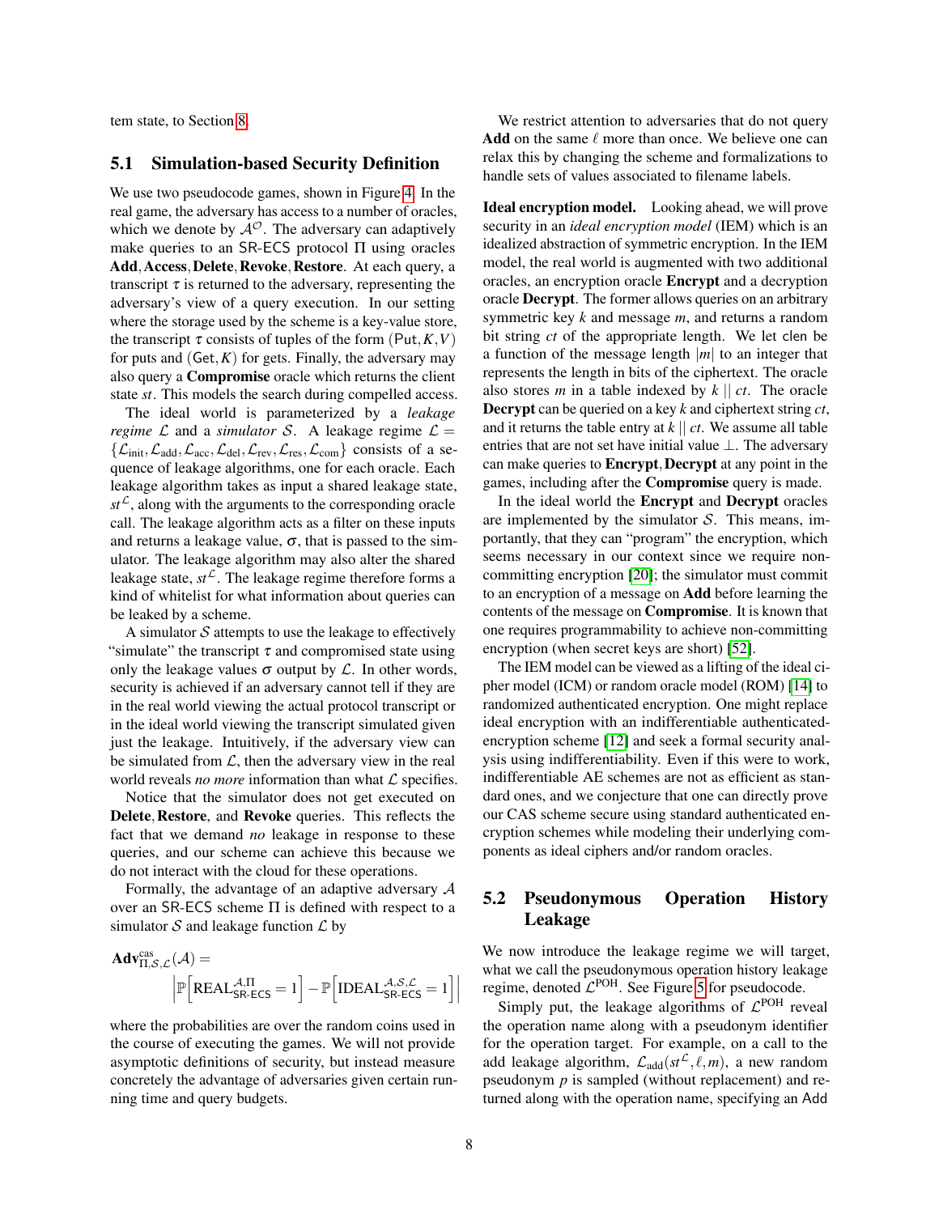tem state, to Section 8.

## 5.1 Simulation-based Security Definition

We use two pseudocode games, shown in Figure 4. In the real game, the adversary has access to a number of oracles, which we denote by $\mathcal{A}^{\mathcal{O}}$. The adversary can adaptively make queries to an SR-ECS protocol $\Pi$ using oracles **Add**, **Access**, **Delete**, **Revoke**, **Restore**. At each query, a transcript $\tau$ is returned to the adversary, representing the adversary's view of a query execution. In our setting where the storage used by the scheme is a key-value store, the transcript $\tau$ consists of tuples of the form $(\mathsf{Put}, K, V)$ for puts and $(\mathsf{Get}, K)$ for gets. Finally, the adversary may also query a **Compromise** oracle which returns the client state $st$. This models the search during compelled access.

The ideal world is parameterized by a *leakage regime* $\mathcal{L}$ and a *simulator* $\mathcal{S}$. A leakage regime $\mathcal{L} = \{\mathcal{L}_{\text{init}}, \mathcal{L}_{\text{add}}, \mathcal{L}_{\text{acc}}, \mathcal{L}_{\text{del}}, \mathcal{L}_{\text{rev}}, \mathcal{L}_{\text{res}}, \mathcal{L}_{\text{com}}\}$ consists of a sequence of leakage algorithms, one for each oracle. Each leakage algorithm takes as input a shared leakage state, $st^{\mathcal{L}}$, along with the arguments to the corresponding oracle call. The leakage algorithm acts as a filter on these inputs and returns a leakage value, $\sigma$, that is passed to the simulator. The leakage algorithm may also alter the shared leakage state, $st^{\mathcal{L}}$. The leakage regime therefore forms a kind of whitelist for what information about queries can be leaked by a scheme.

A simulator $\mathcal{S}$ attempts to use the leakage to effectively "simulate" the transcript $\tau$ and compromised state using only the leakage values $\sigma$ output by $\mathcal{L}$. In other words, security is achieved if an adversary cannot tell if they are in the real world viewing the actual protocol transcript or in the ideal world viewing the transcript simulated given just the leakage. Intuitively, if the adversary view can be simulated from $\mathcal{L}$, then the adversary view in the real world reveals *no more* information than what $\mathcal{L}$ specifies.

Notice that the simulator does not get executed on **Delete**, **Restore**, and **Revoke** queries. This reflects the fact that we demand *no* leakage in response to these queries, and our scheme can achieve this because we do not interact with the cloud for these operations.

Formally, the advantage of an adaptive adversary $\mathcal{A}$ over an SR-ECS scheme $\Pi$ is defined with respect to a simulator $\mathcal{S}$ and leakage function $\mathcal{L}$ by

$$\mathbf{Adv}^{\text{cas}}_{\Pi,\mathcal{S},\mathcal{L}}(\mathcal{A}) = \left| \mathbb{P}\left[\text{REAL}^{\mathcal{A},\Pi}_{\text{SR-ECS}} = 1\right] - \mathbb{P}\left[\text{IDEAL}^{\mathcal{A},\mathcal{S},\mathcal{L}}_{\text{SR-ECS}} = 1\right] \right|$$

where the probabilities are over the random coins used in the course of executing the games. We will not provide asymptotic definitions of security, but instead measure concretely the advantage of adversaries given certain running time and query budgets.

We restrict attention to adversaries that do not query **Add** on the same $\ell$ more than once. We believe one can relax this by changing the scheme and formalizations to handle sets of values associated to filename labels.

**Ideal encryption model.** Looking ahead, we will prove security in an *ideal encryption model* (IEM) which is an idealized abstraction of symmetric encryption. In the IEM model, the real world is augmented with two additional oracles, an encryption oracle **Encrypt** and a decryption oracle **Decrypt**. The former allows queries on an arbitrary symmetric key $k$ and message $m$, and returns a random bit string $ct$ of the appropriate length. We let $\mathsf{clen}$ be a function of the message length $|m|$ to an integer that represents the length in bits of the ciphertext. The oracle also stores $m$ in a table indexed by $k \,||\, ct$. The oracle **Decrypt** can be queried on a key $k$ and ciphertext string $ct$, and it returns the table entry at $k \,||\, ct$. We assume all table entries that are not set have initial value $\bot$. The adversary can make queries to **Encrypt**, **Decrypt** at any point in the games, including after the **Compromise** query is made.

In the ideal world the **Encrypt** and **Decrypt** oracles are implemented by the simulator $\mathcal{S}$. This means, importantly, that they can "program" the encryption, which seems necessary in our context since we require non-committing encryption [20]; the simulator must commit to an encryption of a message on **Add** before learning the contents of the message on **Compromise**. It is known that one requires programmability to achieve non-committing encryption (when secret keys are short) [52].

The IEM model can be viewed as a lifting of the ideal cipher model (ICM) or random oracle model (ROM) [14] to randomized authenticated encryption. One might replace ideal encryption with an indifferentiable authenticated-encryption scheme [12] and seek a formal security analysis using indifferentiability. Even if this were to work, indifferentiable AE schemes are not as efficient as standard ones, and we conjecture that one can directly prove our CAS scheme secure using standard authenticated encryption schemes while modeling their underlying components as ideal ciphers and/or random oracles.

## 5.2 Pseudonymous Operation History Leakage

We now introduce the leakage regime we will target, what we call the pseudonymous operation history leakage regime, denoted $\mathcal{L}^{\text{POH}}$. See Figure 5 for pseudocode.

Simply put, the leakage algorithms of $\mathcal{L}^{\text{POH}}$ reveal the operation name along with a pseudonym identifier for the operation target. For example, on a call to the add leakage algorithm, $\mathcal{L}_{\text{add}}(st^{\mathcal{L}}, \ell, m)$, a new random pseudonym $p$ is sampled (without replacement) and returned along with the operation name, specifying an Add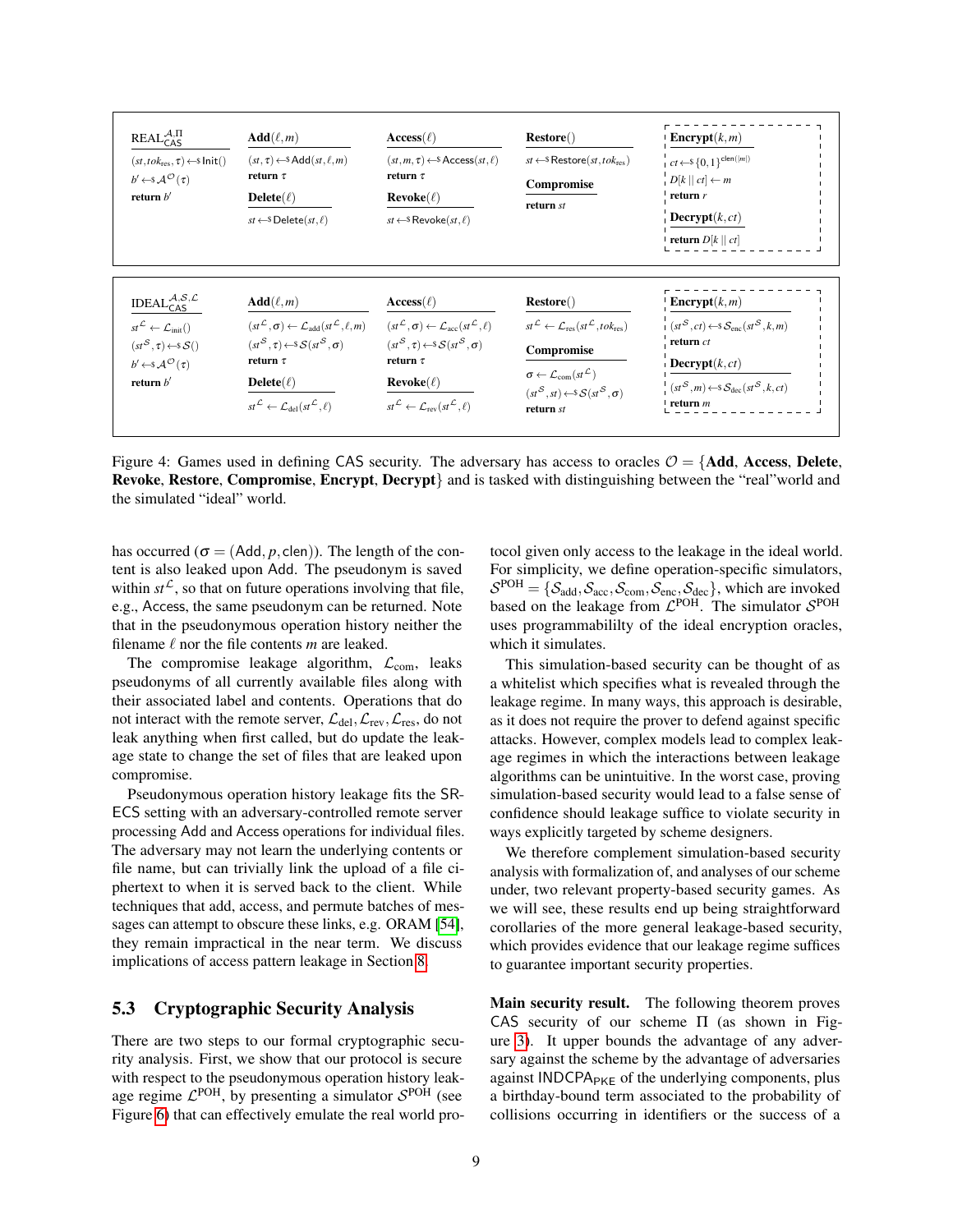**REAL**$^{\mathcal{A},\Pi}_{\mathsf{CAS}}$

$(st, tok_{\text{res}}, \tau) \leftarrow\$ \, \mathsf{Init}()$
$b' \leftarrow\$ \, \mathcal{A}^{\mathcal{O}}(\tau)$
**return** $b'$

**Add**$(\ell, m)$
$(st, \tau) \leftarrow\$ \, \mathsf{Add}(st, \ell, m)$
**return** $\tau$

**Delete**$(\ell)$
$st \leftarrow\$ \, \mathsf{Delete}(st, \ell)$

**Access**$(\ell)$
$(st, m, \tau) \leftarrow\$ \, \mathsf{Access}(st, \ell)$
**return** $\tau$

**Revoke**$(\ell)$
$st \leftarrow\$ \, \mathsf{Revoke}(st, \ell)$

**Restore**$()$
$st \leftarrow\$ \, \mathsf{Restore}(st, tok_{\text{res}})$

**Compromise**
**return** $st$

**Encrypt**$(k, m)$
$ct \leftarrow\$ \, \{0,1\}^{\mathsf{clen}(|m|)}$
$D[k \,||\, ct] \leftarrow m$
**return** $r$

**Decrypt**$(k, ct)$
**return** $D[k \,||\, ct]$

---

**IDEAL**$^{\mathcal{A},\mathcal{S},\mathcal{L}}_{\mathsf{CAS}}$

$st^{\mathcal{L}} \leftarrow \mathcal{L}_{\text{init}}()$
$(st^{\mathcal{S}}, \tau) \leftarrow\$ \, \mathcal{S}()$
$b' \leftarrow\$ \, \mathcal{A}^{\mathcal{O}}(\tau)$
**return** $b'$

**Add**$(\ell, m)$
$(st^{\mathcal{L}}, \sigma) \leftarrow \mathcal{L}_{\text{add}}(st^{\mathcal{L}}, \ell, m)$
$(st^{\mathcal{S}}, \tau) \leftarrow\$ \, \mathcal{S}(st^{\mathcal{S}}, \sigma)$
**return** $\tau$

**Delete**$(\ell)$
$st^{\mathcal{L}} \leftarrow \mathcal{L}_{\text{del}}(st^{\mathcal{L}}, \ell)$

**Access**$(\ell)$
$(st^{\mathcal{L}}, \sigma) \leftarrow \mathcal{L}_{\text{acc}}(st^{\mathcal{L}}, \ell)$
$(st^{\mathcal{S}}, \tau) \leftarrow\$ \, \mathcal{S}(st^{\mathcal{S}}, \sigma)$
**return** $\tau$

**Revoke**$(\ell)$
$st^{\mathcal{L}} \leftarrow \mathcal{L}_{\text{rev}}(st^{\mathcal{L}}, \ell)$

**Restore**$()$
$st^{\mathcal{L}} \leftarrow \mathcal{L}_{\text{res}}(st^{\mathcal{L}}, tok_{\text{res}})$

**Compromise**
$\sigma \leftarrow \mathcal{L}_{\text{com}}(st^{\mathcal{L}})$
$(st^{\mathcal{S}}, st) \leftarrow\$ \, \mathcal{S}(st^{\mathcal{S}}, \sigma)$
**return** $st$

**Encrypt**$(k, m)$
$(st^{\mathcal{S}}, ct) \leftarrow\$ \, \mathcal{S}_{\text{enc}}(st^{\mathcal{S}}, k, m)$
**return** $ct$

**Decrypt**$(k, ct)$
$(st^{\mathcal{S}}, m) \leftarrow\$ \, \mathcal{S}_{\text{dec}}(st^{\mathcal{S}}, k, ct)$
**return** $m$

Figure 4: Games used in defining CAS security. The adversary has access to oracles $\mathcal{O} = \{$**Add**, **Access**, **Delete**, **Revoke**, **Restore**, **Compromise**, **Encrypt**, **Decrypt**$\}$ and is tasked with distinguishing between the "real"world and the simulated "ideal" world.

has occurred ($\sigma = (\mathsf{Add}, p, \mathsf{clen})$). The length of the content is also leaked upon Add. The pseudonym is saved within $st^{\mathcal{L}}$, so that on future operations involving that file, e.g., Access, the same pseudonym can be returned. Note that in the pseudonymous operation history neither the filename $\ell$ nor the file contents $m$ are leaked.

The compromise leakage algorithm, $\mathcal{L}_{\text{com}}$, leaks pseudonyms of all currently available files along with their associated label and contents. Operations that do not interact with the remote server, $\mathcal{L}_{\text{del}}, \mathcal{L}_{\text{rev}}, \mathcal{L}_{\text{res}}$, do not leak anything when first called, but do update the leakage state to change the set of files that are leaked upon compromise.

Pseudonymous operation history leakage fits the SR-ECS setting with an adversary-controlled remote server processing Add and Access operations for individual files. The adversary may not learn the underlying contents or file name, but can trivially link the upload of a file ciphertext to when it is served back to the client. While techniques that add, access, and permute batches of messages can attempt to obscure these links, e.g. ORAM [54], they remain impractical in the near term. We discuss implications of access pattern leakage in Section 8.

## 5.3 Cryptographic Security Analysis

There are two steps to our formal cryptographic security analysis. First, we show that our protocol is secure with respect to the pseudonymous operation history leakage regime $\mathcal{L}^{\text{POH}}$, by presenting a simulator $\mathcal{S}^{\text{POH}}$ (see Figure 6) that can effectively emulate the real world protocol given only access to the leakage in the ideal world. For simplicity, we define operation-specific simulators, $\mathcal{S}^{\text{POH}} = \{\mathcal{S}_{\text{add}}, \mathcal{S}_{\text{acc}}, \mathcal{S}_{\text{com}}, \mathcal{S}_{\text{enc}}, \mathcal{S}_{\text{dec}}\}$, which are invoked based on the leakage from $\mathcal{L}^{\text{POH}}$. The simulator $\mathcal{S}^{\text{POH}}$ uses programmabililty of the ideal encryption oracles, which it simulates.

This simulation-based security can be thought of as a whitelist which specifies what is revealed through the leakage regime. In many ways, this approach is desirable, as it does not require the prover to defend against specific attacks. However, complex models lead to complex leakage regimes in which the interactions between leakage algorithms can be unintuitive. In the worst case, proving simulation-based security would lead to a false sense of confidence should leakage suffice to violate security in ways explicitly targeted by scheme designers.

We therefore complement simulation-based security analysis with formalization of, and analyses of our scheme under, two relevant property-based security games. As we will see, these results end up being straightforward corollaries of the more general leakage-based security, which provides evidence that our leakage regime suffices to guarantee important security properties.

**Main security result.** The following theorem proves CAS security of our scheme $\Pi$ (as shown in Figure 3). It upper bounds the advantage of any adversary against the scheme by the advantage of adversaries against $\mathsf{INDCPA}_{\mathsf{PKE}}$ of the underlying components, plus a birthday-bound term associated to the probability of collisions occurring in identifiers or the success of a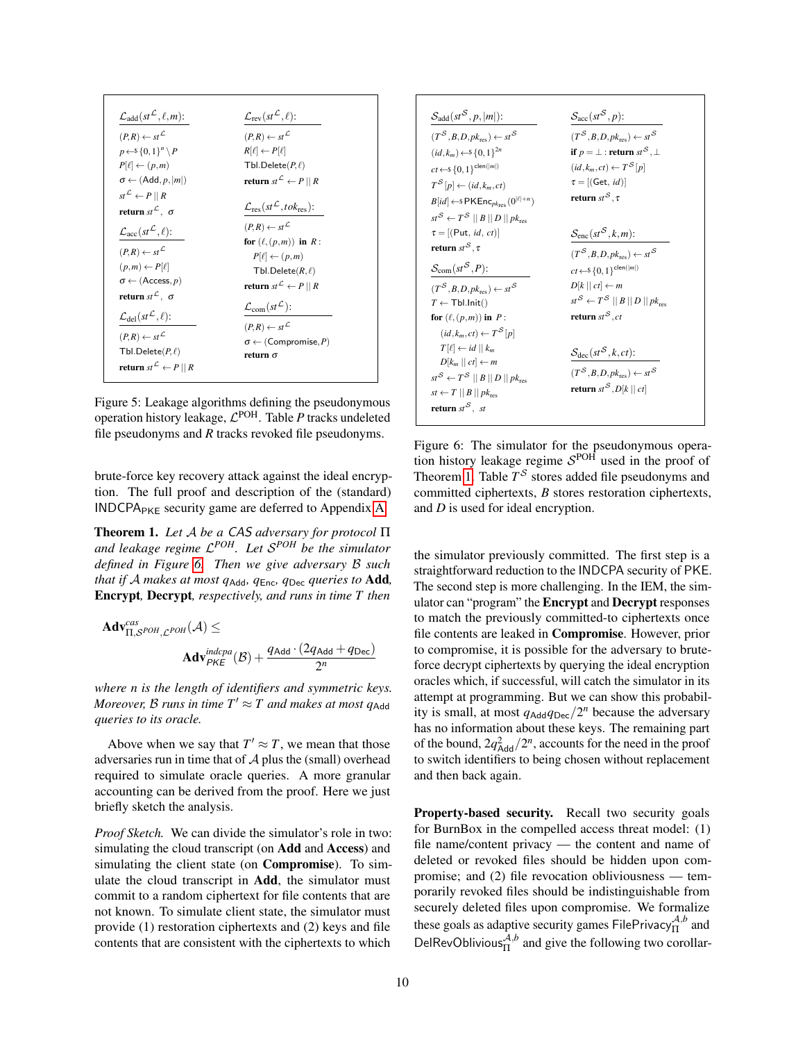```
L_add(st^L, ℓ, m):
  (P, R) ← st^L
  p ←$ {0,1}^n \ P
  P[ℓ] ← (p, m)
  σ ← (Add, p, |m|)
  st^L ← P || R
  return st^L, σ

L_acc(st^L, ℓ):
  (P, R) ← st^L
  (p, m) ← P[ℓ]
  σ ← (Access, p)
  return st^L, σ

L_del(st^L, ℓ):
  (P, R) ← st^L
  Tbl.Delete(P, ℓ)
  return st^L ← P || R

L_rev(st^L, ℓ):
  (P, R) ← st^L
  R[ℓ] ← P[ℓ]
  Tbl.Delete(P, ℓ)
  return st^L ← P || R

L_res(st^L, tok_res):
  (P, R) ← st^L
  for (ℓ, (p, m)) in R:
    P[ℓ] ← (p, m)
    Tbl.Delete(R, ℓ)
  return st^L ← P || R

L_com(st^L):
  (P, R) ← st^L
  σ ← (Compromise, P)
  return σ
```

Figure 5: Leakage algorithms defining the pseudonymous operation history leakage, $\mathcal{L}^{\text{POH}}$. Table $P$ tracks undeleted file pseudonyms and $R$ tracks revoked file pseudonyms.

```
S_add(st^S, p, |m|):
  (T^S, B, D, pk_res) ← st^S
  (id, k_m) ←$ {0,1}^{2n}
  ct ←$ {0,1}^{clen(|m|)}
  T^S[p] ← (id, k_m, ct)
  B[id] ←$ PKEnc_{pk_res}(0^{|ℓ|+n})
  st^S ← T^S || B || D || pk_res
  τ = [(Put, id, ct)]
  return st^S, τ

S_com(st^S, P):
  (T^S, B, D, pk_res) ← st^S
  T ← Tbl.Init()
  for (ℓ, (p, m)) in P:
    (id, k_m, ct) ← T^S[p]
    T[ℓ] ← id || k_m
    D[k_m || ct] ← m
  st^S ← T^S || B || D || pk_res
  st ← T || B || pk_res
  return st^S, st

S_acc(st^S, p):
  (T^S, B, D, pk_res) ← st^S
  if p = ⊥ : return st^S, ⊥
  (id, k_m, ct) ← T^S[p]
  τ = [(Get, id)]
  return st^S, τ

S_enc(st^S, k, m):
  (T^S, B, D, pk_res) ← st^S
  ct ←$ {0,1}^{clen(|m|)}
  D[k || ct] ← m
  st^S ← T^S || B || D || pk_res
  return st^S, ct

S_dec(st^S, k, ct):
  (T^S, B, D, pk_res) ← st^S
  return st^S, D[k || ct]
```

Figure 6: The simulator for the pseudonymous operation history leakage regime $\mathcal{S}^{\text{POH}}$ used in the proof of Theorem 1. Table $T^{\mathcal{S}}$ stores added file pseudonyms and committed ciphertexts, $B$ stores restoration ciphertexts, and $D$ is used for ideal encryption.

brute-force key recovery attack against the ideal encryption. The full proof and description of the (standard) $\text{INDCPA}_{\text{PKE}}$ security game are deferred to Appendix A.

**Theorem 1.** *Let $\mathcal{A}$ be a CAS adversary for protocol $\Pi$ and leakage regime $\mathcal{L}^{POH}$. Let $\mathcal{S}^{POH}$ be the simulator defined in Figure 6. Then we give adversary $\mathcal{B}$ such that if $\mathcal{A}$ makes at most $q_{\text{Add}}$, $q_{\text{Enc}}$, $q_{\text{Dec}}$ queries to* **Add**, **Encrypt**, **Decrypt**, *respectively, and runs in time $T$ then*

$$\mathbf{Adv}^{cas}_{\Pi,\mathcal{S}^{POH},\mathcal{L}^{POH}}(\mathcal{A}) \leq \mathbf{Adv}^{indcpa}_{PKE}(\mathcal{B}) + \frac{q_{\text{Add}} \cdot (2q_{\text{Add}} + q_{\text{Dec}})}{2^n}$$

*where $n$ is the length of identifiers and symmetric keys. Moreover, $\mathcal{B}$ runs in time $T' \approx T$ and makes at most $q_{\text{Add}}$ queries to its oracle.*

Above when we say that $T' \approx T$, we mean that those adversaries run in time that of $\mathcal{A}$ plus the (small) overhead required to simulate oracle queries. A more granular accounting can be derived from the proof. Here we just briefly sketch the analysis.

*Proof Sketch.* We can divide the simulator's role in two: simulating the cloud transcript (on **Add** and **Access**) and simulating the client state (on **Compromise**). To simulate the cloud transcript in **Add**, the simulator must commit to a random ciphertext for file contents that are not known. To simulate client state, the simulator must provide (1) restoration ciphertexts and (2) keys and file contents that are consistent with the ciphertexts to which the simulator previously committed. The first step is a straightforward reduction to the INDCPA security of PKE. The second step is more challenging. In the IEM, the simulator can "program" the **Encrypt** and **Decrypt** responses to match the previously committed-to ciphertexts once file contents are leaked in **Compromise**. However, prior to compromise, it is possible for the adversary to brute-force decrypt ciphertexts by querying the ideal encryption oracles which, if successful, will catch the simulator in its attempt at programming. But we can show this probability is small, at most $q_{\text{Add}}q_{\text{Dec}}/2^n$ because the adversary has no information about these keys. The remaining part of the bound, $2q^2_{\text{Add}}/2^n$, accounts for the need in the proof to switch identifiers to being chosen without replacement and then back again.

**Property-based security.** Recall two security goals for BurnBox in the compelled access threat model: (1) file name/content privacy — the content and name of deleted or revoked files should be hidden upon compromise; and (2) file revocation obliviousness — temporarily revoked files should be indistinguishable from securely deleted files upon compromise. We formalize these goals as adaptive security games $\text{FilePrivacy}^{\mathcal{A},b}_{\Pi}$ and $\text{DelRevOblivious}^{\mathcal{A},b}_{\Pi}$ and give the following two corollar-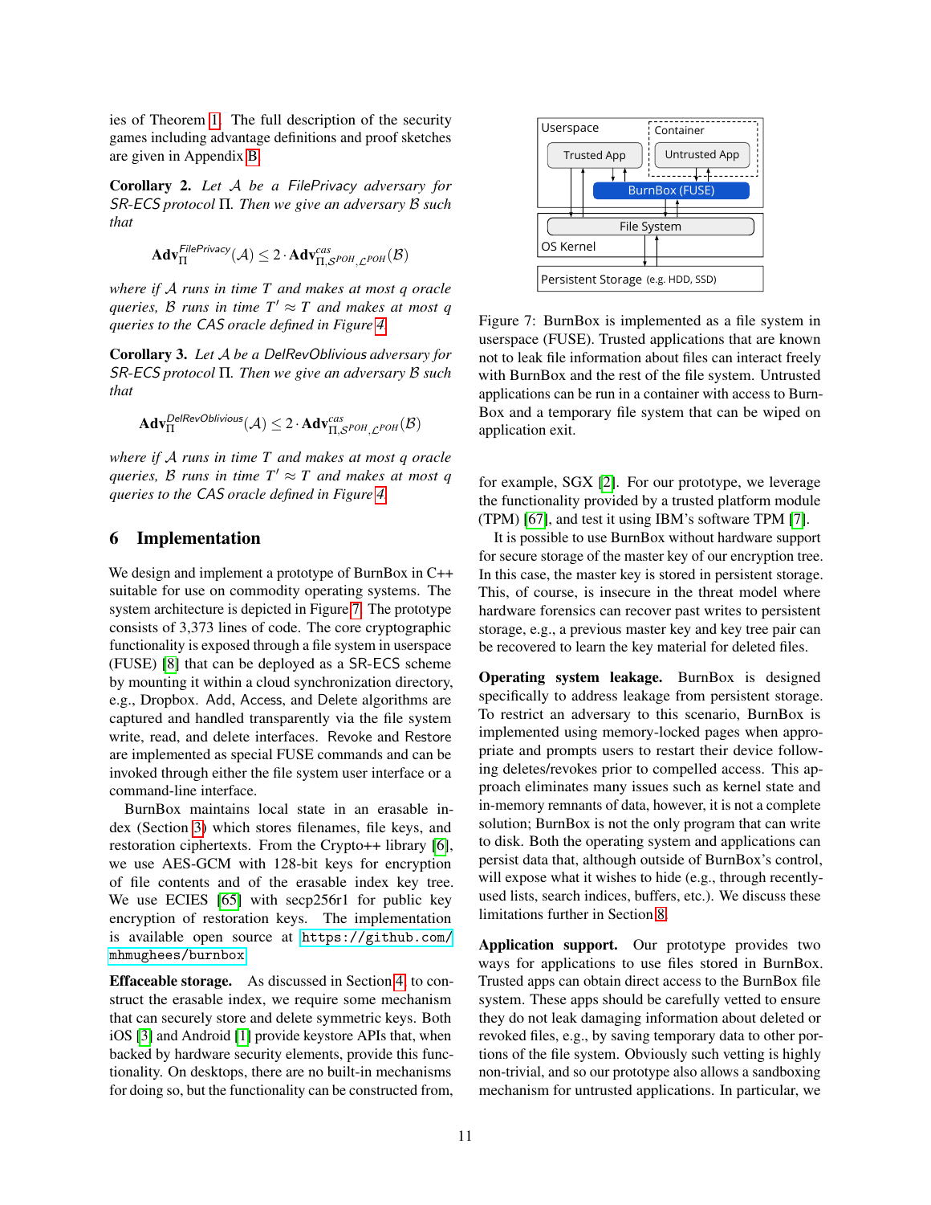ies of Theorem 1. The full description of the security games including advantage definitions and proof sketches are given in Appendix B.

**Corollary 2.** *Let $\mathcal{A}$ be a FilePrivacy adversary for SR-ECS protocol $\Pi$. Then we give an adversary $\mathcal{B}$ such that*

$$\mathbf{Adv}_{\Pi}^{FilePrivacy}(\mathcal{A}) \leq 2 \cdot \mathbf{Adv}_{\Pi,\mathcal{S}^{POH},\mathcal{L}^{POH}}^{cas}(\mathcal{B})$$

*where if $\mathcal{A}$ runs in time $T$ and makes at most $q$ oracle queries, $\mathcal{B}$ runs in time $T' \approx T$ and makes at most $q$ queries to the CAS oracle defined in Figure 4.*

**Corollary 3.** *Let $\mathcal{A}$ be a DelRevOblivious adversary for SR-ECS protocol $\Pi$. Then we give an adversary $\mathcal{B}$ such that*

$$\mathbf{Adv}_{\Pi}^{DelRevOblivious}(\mathcal{A}) \leq 2 \cdot \mathbf{Adv}_{\Pi,\mathcal{S}^{POH},\mathcal{L}^{POH}}^{cas}(\mathcal{B})$$

*where if $\mathcal{A}$ runs in time $T$ and makes at most $q$ oracle queries, $\mathcal{B}$ runs in time $T' \approx T$ and makes at most $q$ queries to the CAS oracle defined in Figure 4.*

## 6 Implementation

We design and implement a prototype of BurnBox in C++ suitable for use on commodity operating systems. The system architecture is depicted in Figure 7. The prototype consists of 3,373 lines of code. The core cryptographic functionality is exposed through a file system in userspace (FUSE) [8] that can be deployed as a SR-ECS scheme by mounting it within a cloud synchronization directory, e.g., Dropbox. Add, Access, and Delete algorithms are captured and handled transparently via the file system write, read, and delete interfaces. Revoke and Restore are implemented as special FUSE commands and can be invoked through either the file system user interface or a command-line interface.

BurnBox maintains local state in an erasable index (Section 3) which stores filenames, file keys, and restoration ciphertexts. From the Crypto++ library [6], we use AES-GCM with 128-bit keys for encryption of file contents and of the erasable index key tree. We use ECIES [65] with secp256r1 for public key encryption of restoration keys. The implementation is available open source at https://github.com/mhmughees/burnbox

**Effaceable storage.** As discussed in Section 4, to construct the erasable index, we require some mechanism that can securely store and delete symmetric keys. Both iOS [3] and Android [1] provide keystore APIs that, when backed by hardware security elements, provide this functionality. On desktops, there are no built-in mechanisms for doing so, but the functionality can be constructed from, for example, SGX [2]. For our prototype, we leverage the functionality provided by a trusted platform module (TPM) [67], and test it using IBM's software TPM [7].

Figure 7: BurnBox is implemented as a file system in userspace (FUSE). Trusted applications that are known not to leak file information about files can interact freely with BurnBox and the rest of the file system. Untrusted applications can be run in a container with access to BurnBox and a temporary file system that can be wiped on application exit.

It is possible to use BurnBox without hardware support for secure storage of the master key of our encryption tree. In this case, the master key is stored in persistent storage. This, of course, is insecure in the threat model where hardware forensics can recover past writes to persistent storage, e.g., a previous master key and key tree pair can be recovered to learn the key material for deleted files.

**Operating system leakage.** BurnBox is designed specifically to address leakage from persistent storage. To restrict an adversary to this scenario, BurnBox is implemented using memory-locked pages when appropriate and prompts users to restart their device following deletes/revokes prior to compelled access. This approach eliminates many issues such as kernel state and in-memory remnants of data, however, it is not a complete solution; BurnBox is not the only program that can write to disk. Both the operating system and applications can persist data that, although outside of BurnBox's control, will expose what it wishes to hide (e.g., through recently-used lists, search indices, buffers, etc.). We discuss these limitations further in Section 8.

**Application support.** Our prototype provides two ways for applications to use files stored in BurnBox. Trusted apps can obtain direct access to the BurnBox file system. These apps should be carefully vetted to ensure they do not leak damaging information about deleted or revoked files, e.g., by saving temporary data to other portions of the file system. Obviously such vetting is highly non-trivial, and so our prototype also allows a sandboxing mechanism for untrusted applications. In particular, we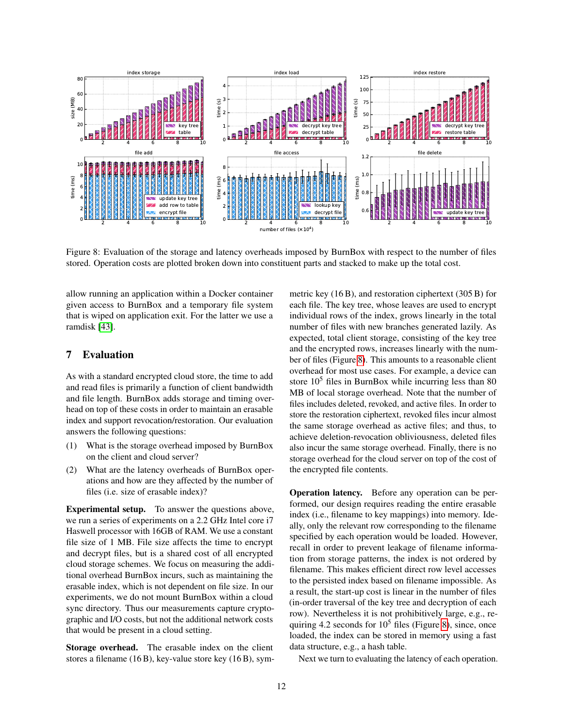Figure 8: Evaluation of the storage and latency overheads imposed by BurnBox with respect to the number of files stored. Operation costs are plotted broken down into constituent parts and stacked to make up the total cost.

allow running an application within a Docker container given access to BurnBox and a temporary file system that is wiped on application exit. For the latter we use a ramdisk [43].

## 7 Evaluation

As with a standard encrypted cloud store, the time to add and read files is primarily a function of client bandwidth and file length. BurnBox adds storage and timing overhead on top of these costs in order to maintain an erasable index and support revocation/restoration. Our evaluation answers the following questions:

(1) What is the storage overhead imposed by BurnBox on the client and cloud server?

(2) What are the latency overheads of BurnBox operations and how are they affected by the number of files (i.e. size of erasable index)?

**Experimental setup.** To answer the questions above, we run a series of experiments on a 2.2 GHz Intel core i7 Haswell processor with 16GB of RAM. We use a constant file size of 1 MB. File size affects the time to encrypt and decrypt files, but is a shared cost of all encrypted cloud storage schemes. We focus on measuring the additional overhead BurnBox incurs, such as maintaining the erasable index, which is not dependent on file size. In our experiments, we do not mount BurnBox within a cloud sync directory. Thus our measurements capture cryptographic and I/O costs, but not the additional network costs that would be present in a cloud setting.

**Storage overhead.** The erasable index on the client stores a filename (16 B), key-value store key (16 B), symmetric key (16 B), and restoration ciphertext (305 B) for each file. The key tree, whose leaves are used to encrypt individual rows of the index, grows linearly in the total number of files with new branches generated lazily. As expected, total client storage, consisting of the key tree and the encrypted rows, increases linearly with the number of files (Figure 8). This amounts to a reasonable client overhead for most use cases. For example, a device can store $10^5$ files in BurnBox while incurring less than 80 MB of local storage overhead. Note that the number of files includes deleted, revoked, and active files. In order to store the restoration ciphertext, revoked files incur almost the same storage overhead as active files; and thus, to achieve deletion-revocation obliviousness, deleted files also incur the same storage overhead. Finally, there is no storage overhead for the cloud server on top of the cost of the encrypted file contents.

**Operation latency.** Before any operation can be performed, our design requires reading the entire erasable index (i.e., filename to key mappings) into memory. Ideally, only the relevant row corresponding to the filename specified by each operation would be loaded. However, recall in order to prevent leakage of filename information from storage patterns, the index is not ordered by filename. This makes efficient direct row level accesses to the persisted index based on filename impossible. As a result, the start-up cost is linear in the number of files (in-order traversal of the key tree and decryption of each row). Nevertheless it is not prohibitively large, e.g., requiring 4.2 seconds for $10^5$ files (Figure 8), since, once loaded, the index can be stored in memory using a fast data structure, e.g., a hash table.

Next we turn to evaluating the latency of each operation.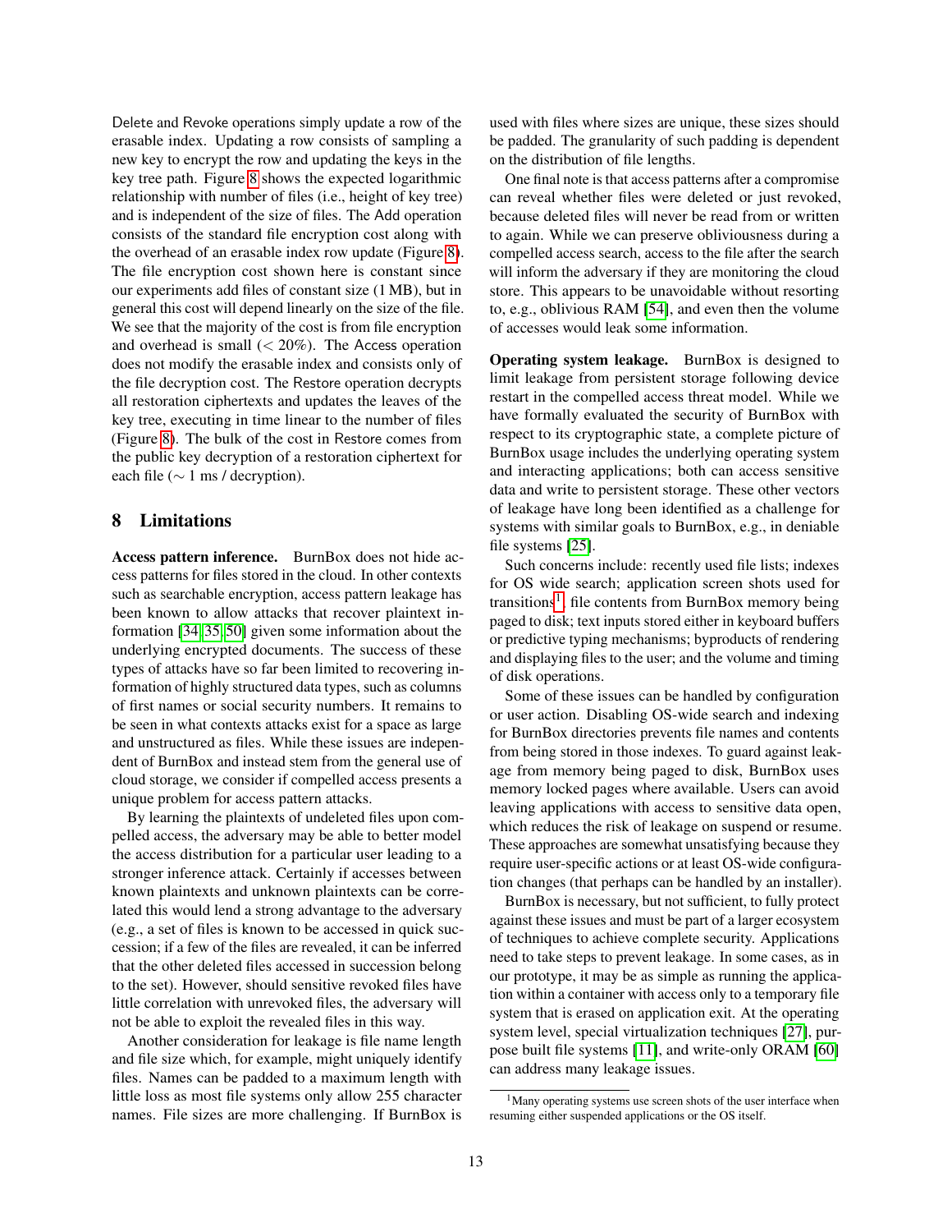Delete and Revoke operations simply update a row of the erasable index. Updating a row consists of sampling a new key to encrypt the row and updating the keys in the key tree path. Figure 8 shows the expected logarithmic relationship with number of files (i.e., height of key tree) and is independent of the size of files. The Add operation consists of the standard file encryption cost along with the overhead of an erasable index row update (Figure 8). The file encryption cost shown here is constant since our experiments add files of constant size (1 MB), but in general this cost will depend linearly on the size of the file. We see that the majority of the cost is from file encryption and overhead is small ($< 20\%$). The Access operation does not modify the erasable index and consists only of the file decryption cost. The Restore operation decrypts all restoration ciphertexts and updates the leaves of the key tree, executing in time linear to the number of files (Figure 8). The bulk of the cost in Restore comes from the public key decryption of a restoration ciphertext for each file ($\sim 1$ ms / decryption).

## 8 Limitations

**Access pattern inference.** BurnBox does not hide access patterns for files stored in the cloud. In other contexts such as searchable encryption, access pattern leakage has been known to allow attacks that recover plaintext information [34,35,50] given some information about the underlying encrypted documents. The success of these types of attacks have so far been limited to recovering information of highly structured data types, such as columns of first names or social security numbers. It remains to be seen in what contexts attacks exist for a space as large and unstructured as files. While these issues are independent of BurnBox and instead stem from the general use of cloud storage, we consider if compelled access presents a unique problem for access pattern attacks.

By learning the plaintexts of undeleted files upon compelled access, the adversary may be able to better model the access distribution for a particular user leading to a stronger inference attack. Certainly if accesses between known plaintexts and unknown plaintexts can be correlated this would lend a strong advantage to the adversary (e.g., a set of files is known to be accessed in quick succession; if a few of the files are revealed, it can be inferred that the other deleted files accessed in succession belong to the set). However, should sensitive revoked files have little correlation with unrevoked files, the adversary will not be able to exploit the revealed files in this way.

Another consideration for leakage is file name length and file size which, for example, might uniquely identify files. Names can be padded to a maximum length with little loss as most file systems only allow 255 character names. File sizes are more challenging. If BurnBox is used with files where sizes are unique, these sizes should be padded. The granularity of such padding is dependent on the distribution of file lengths.

One final note is that access patterns after a compromise can reveal whether files were deleted or just revoked, because deleted files will never be read from or written to again. While we can preserve obliviousness during a compelled access search, access to the file after the search will inform the adversary if they are monitoring the cloud store. This appears to be unavoidable without resorting to, e.g., oblivious RAM [54], and even then the volume of accesses would leak some information.

**Operating system leakage.** BurnBox is designed to limit leakage from persistent storage following device restart in the compelled access threat model. While we have formally evaluated the security of BurnBox with respect to its cryptographic state, a complete picture of BurnBox usage includes the underlying operating system and interacting applications; both can access sensitive data and write to persistent storage. These other vectors of leakage have long been identified as a challenge for systems with similar goals to BurnBox, e.g., in deniable file systems [25].

Such concerns include: recently used file lists; indexes for OS wide search; application screen shots used for transitions[1], file contents from BurnBox memory being paged to disk; text inputs stored either in keyboard buffers or predictive typing mechanisms; byproducts of rendering and displaying files to the user; and the volume and timing of disk operations.

Some of these issues can be handled by configuration or user action. Disabling OS-wide search and indexing for BurnBox directories prevents file names and contents from being stored in those indexes. To guard against leakage from memory being paged to disk, BurnBox uses memory locked pages where available. Users can avoid leaving applications with access to sensitive data open, which reduces the risk of leakage on suspend or resume. These approaches are somewhat unsatisfying because they require user-specific actions or at least OS-wide configuration changes (that perhaps can be handled by an installer).

BurnBox is necessary, but not sufficient, to fully protect against these issues and must be part of a larger ecosystem of techniques to achieve complete security. Applications need to take steps to prevent leakage. In some cases, as in our prototype, it may be as simple as running the application within a container with access only to a temporary file system that is erased on application exit. At the operating system level, special virtualization techniques [27], purpose built file systems [11], and write-only ORAM [60] can address many leakage issues.

[1] Many operating systems use screen shots of the user interface when resuming either suspended applications or the OS itself.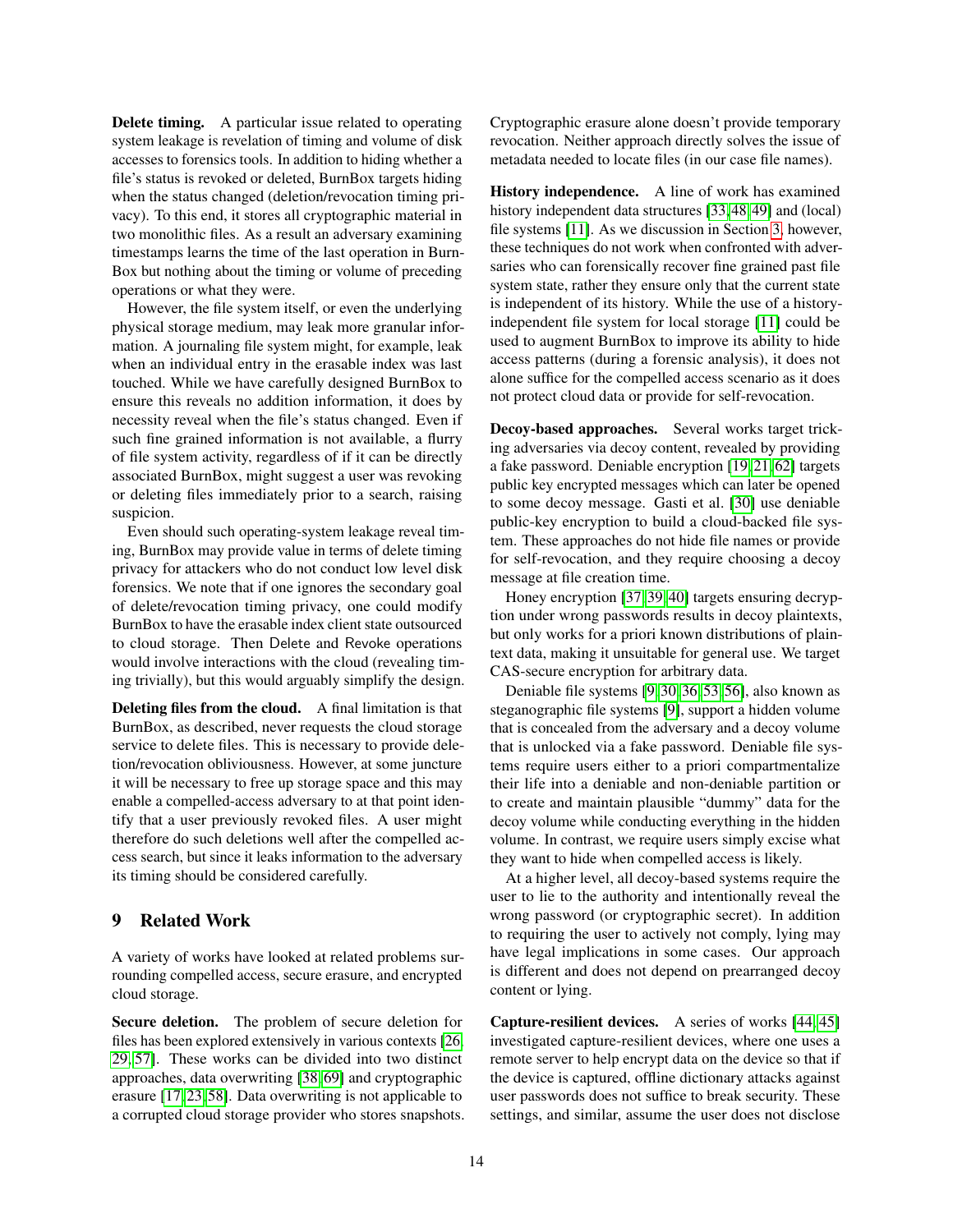**Delete timing.** A particular issue related to operating system leakage is revelation of timing and volume of disk accesses to forensics tools. In addition to hiding whether a file's status is revoked or deleted, BurnBox targets hiding when the status changed (deletion/revocation timing privacy). To this end, it stores all cryptographic material in two monolithic files. As a result an adversary examining timestamps learns the time of the last operation in BurnBox but nothing about the timing or volume of preceding operations or what they were.

However, the file system itself, or even the underlying physical storage medium, may leak more granular information. A journaling file system might, for example, leak when an individual entry in the erasable index was last touched. While we have carefully designed BurnBox to ensure this reveals no addition information, it does by necessity reveal when the file's status changed. Even if such fine grained information is not available, a flurry of file system activity, regardless of if it can be directly associated BurnBox, might suggest a user was revoking or deleting files immediately prior to a search, raising suspicion.

Even should such operating-system leakage reveal timing, BurnBox may provide value in terms of delete timing privacy for attackers who do not conduct low level disk forensics. We note that if one ignores the secondary goal of delete/revocation timing privacy, one could modify BurnBox to have the erasable index client state outsourced to cloud storage. Then Delete and Revoke operations would involve interactions with the cloud (revealing timing trivially), but this would arguably simplify the design.

**Deleting files from the cloud.** A final limitation is that BurnBox, as described, never requests the cloud storage service to delete files. This is necessary to provide deletion/revocation obliviousness. However, at some juncture it will be necessary to free up storage space and this may enable a compelled-access adversary to at that point identify that a user previously revoked files. A user might therefore do such deletions well after the compelled access search, but since it leaks information to the adversary its timing should be considered carefully.

## 9 Related Work

A variety of works have looked at related problems surrounding compelled access, secure erasure, and encrypted cloud storage.

**Secure deletion.** The problem of secure deletion for files has been explored extensively in various contexts [26, 29, 57]. These works can be divided into two distinct approaches, data overwriting [38, 69] and cryptographic erasure [17, 23, 58]. Data overwriting is not applicable to a corrupted cloud storage provider who stores snapshots. Cryptographic erasure alone doesn't provide temporary revocation. Neither approach directly solves the issue of metadata needed to locate files (in our case file names).

**History independence.** A line of work has examined history independent data structures [33, 48, 49] and (local) file systems [11]. As we discussion in Section 3, however, these techniques do not work when confronted with adversaries who can forensically recover fine grained past file system state, rather they ensure only that the current state is independent of its history. While the use of a history-independent file system for local storage [11] could be used to augment BurnBox to improve its ability to hide access patterns (during a forensic analysis), it does not alone suffice for the compelled access scenario as it does not protect cloud data or provide for self-revocation.

**Decoy-based approaches.** Several works target tricking adversaries via decoy content, revealed by providing a fake password. Deniable encryption [19, 21, 62] targets public key encrypted messages which can later be opened to some decoy message. Gasti et al. [30] use deniable public-key encryption to build a cloud-backed file system. These approaches do not hide file names or provide for self-revocation, and they require choosing a decoy message at file creation time.

Honey encryption [37, 39, 40] targets ensuring decryption under wrong passwords results in decoy plaintexts, but only works for a priori known distributions of plaintext data, making it unsuitable for general use. We target CAS-secure encryption for arbitrary data.

Deniable file systems [9, 30, 36, 53, 56], also known as steganographic file systems [9], support a hidden volume that is concealed from the adversary and a decoy volume that is unlocked via a fake password. Deniable file systems require users either to a priori compartmentalize their life into a deniable and non-deniable partition or to create and maintain plausible "dummy" data for the decoy volume while conducting everything in the hidden volume. In contrast, we require users simply excise what they want to hide when compelled access is likely.

At a higher level, all decoy-based systems require the user to lie to the authority and intentionally reveal the wrong password (or cryptographic secret). In addition to requiring the user to actively not comply, lying may have legal implications in some cases. Our approach is different and does not depend on prearranged decoy content or lying.

**Capture-resilient devices.** A series of works [44, 45] investigated capture-resilient devices, where one uses a remote server to help encrypt data on the device so that if the device is captured, offline dictionary attacks against user passwords does not suffice to break security. These settings, and similar, assume the user does not disclose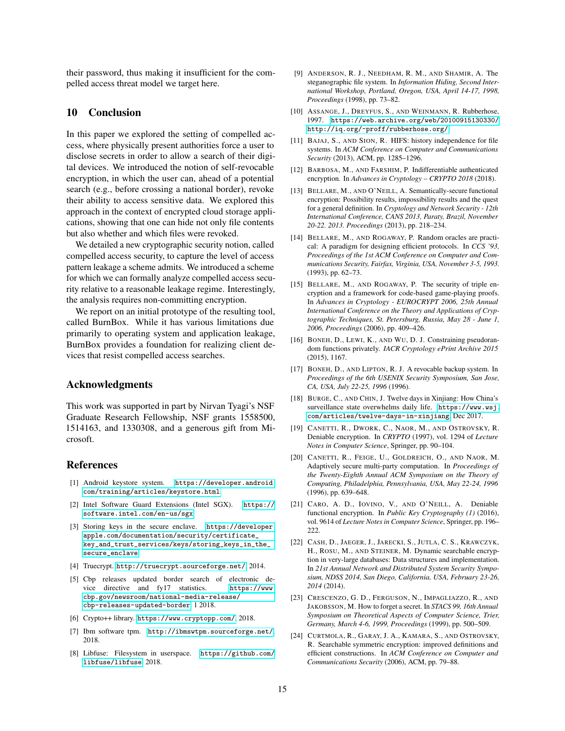their password, thus making it insufficient for the compelled access threat model we target here.

## 10 Conclusion

In this paper we explored the setting of compelled access, where physically present authorities force a user to disclose secrets in order to allow a search of their digital devices. We introduced the notion of self-revocable encryption, in which the user can, ahead of a potential search (e.g., before crossing a national border), revoke their ability to access sensitive data. We explored this approach in the context of encrypted cloud storage applications, showing that one can hide not only file contents but also whether and which files were revoked.

We detailed a new cryptographic security notion, called compelled access security, to capture the level of access pattern leakage a scheme admits. We introduced a scheme for which we can formally analyze compelled access security relative to a reasonable leakage regime. Interestingly, the analysis requires non-committing encryption.

We report on an initial prototype of the resulting tool, called BurnBox. While it has various limitations due primarily to operating system and application leakage, BurnBox provides a foundation for realizing client devices that resist compelled access searches.

## Acknowledgments

This work was supported in part by Nirvan Tyagi's NSF Graduate Research Fellowship, NSF grants 1558500, 1514163, and 1330308, and a generous gift from Microsoft.

## References

[1] Android keystore system. https://developer.android.com/training/articles/keystore.html.

[2] Intel Software Guard Extensions (Intel SGX). https://software.intel.com/en-us/sgx.

[3] Storing keys in the secure enclave. https://developer.apple.com/documentation/security/certificate_key_and_trust_services/keys/storing_keys_in_the_secure_enclave.

[4] Truecrypt. http://truecrypt.sourceforge.net/, 2014.

[5] Cbp releases updated border search of electronic device directive and fy17 statistics. https://www.cbp.gov/newsroom/national-media-release/cbp-releases-updated-border, 1 2018.

[6] Crypto++ library. https://www.cryptopp.com/, 2018.

[7] Ibm software tpm. http://ibmswtpm.sourceforge.net/, 2018.

[8] Libfuse: Filesystem in userspace. https://github.com/libfuse/libfuse, 2018.

[9] Anderson, R. J., Needham, R. M., and Shamir, A. The steganographic file system. In *Information Hiding, Second International Workshop, Portland, Oregon, USA, April 14-17, 1998, Proceedings* (1998), pp. 73–82.

[10] Assange, J., Dreyfus, S., and Weinmann, R. Rubberhose, 1997. https://web.archive.org/web/20100915130330/http://iq.org/~proff/rubberhose.org/.

[11] Bajaj, S., and Sion, R. HIFS: history independence for file systems. In *ACM Conference on Computer and Communications Security* (2013), ACM, pp. 1285–1296.

[12] Barbosa, M., and Farshim, P. Indifferentiable authenticated encryption. In *Advances in Cryptology – CRYPTO 2018* (2018).

[13] Bellare, M., and O'Neill, A. Semantically-secure functional encryption: Possibility results, impossibility results and the quest for a general definition. In *Cryptology and Network Security - 12th International Conference, CANS 2013, Paraty, Brazil, November 20-22. 2013. Proceedings* (2013), pp. 218–234.

[14] Bellare, M., and Rogaway, P. Random oracles are practical: A paradigm for designing efficient protocols. In *CCS '93, Proceedings of the 1st ACM Conference on Computer and Communications Security, Fairfax, Virginia, USA, November 3-5, 1993.* (1993), pp. 62–73.

[15] Bellare, M., and Rogaway, P. The security of triple encryption and a framework for code-based game-playing proofs. In *Advances in Cryptology - EUROCRYPT 2006, 25th Annual International Conference on the Theory and Applications of Cryptographic Techniques, St. Petersburg, Russia, May 28 - June 1, 2006, Proceedings* (2006), pp. 409–426.

[16] Boneh, D., Lewi, K., and Wu, D. J. Constraining pseudorandom functions privately. *IACR Cryptology ePrint Archive 2015* (2015), 1167.

[17] Boneh, D., and Lipton, R. J. A revocable backup system. In *Proceedings of the 6th USENIX Security Symposium, San Jose, CA, USA, July 22-25, 1996* (1996).

[18] Burge, C., and Chin, J. Twelve days in Xinjiang: How China's surveillance state overwhelms daily life. https://www.wsj.com/articles/twelve-days-in-xinjiang, Dec 2017.

[19] Canetti, R., Dwork, C., Naor, M., and Ostrovsky, R. Deniable encryption. In *CRYPTO* (1997), vol. 1294 of *Lecture Notes in Computer Science*, Springer, pp. 90–104.

[20] Canetti, R., Feige, U., Goldreich, O., and Naor, M. Adaptively secure multi-party computation. In *Proceedings of the Twenty-Eighth Annual ACM Symposium on the Theory of Computing, Philadelphia, Pennsylvania, USA, May 22-24, 1996* (1996), pp. 639–648.

[21] Caro, A. D., Iovino, V., and O'Neill, A. Deniable functional encryption. In *Public Key Cryptography (1)* (2016), vol. 9614 of *Lecture Notes in Computer Science*, Springer, pp. 196–222.

[22] Cash, D., Jaeger, J., Jarecki, S., Jutla, C. S., Krawczyk, H., Rosu, M., and Steiner, M. Dynamic searchable encryption in very-large databases: Data structures and implementation. In *21st Annual Network and Distributed System Security Symposium, NDSS 2014, San Diego, California, USA, February 23-26, 2014* (2014).

[23] Crescenzo, G. D., Ferguson, N., Impagliazzo, R., and Jakobsson, M. How to forget a secret. In *STACS 99, 16th Annual Symposium on Theoretical Aspects of Computer Science, Trier, Germany, March 4-6, 1999, Proceedings* (1999), pp. 500–509.

[24] Curtmola, R., Garay, J. A., Kamara, S., and Ostrovsky, R. Searchable symmetric encryption: improved definitions and efficient constructions. In *ACM Conference on Computer and Communications Security* (2006), ACM, pp. 79–88.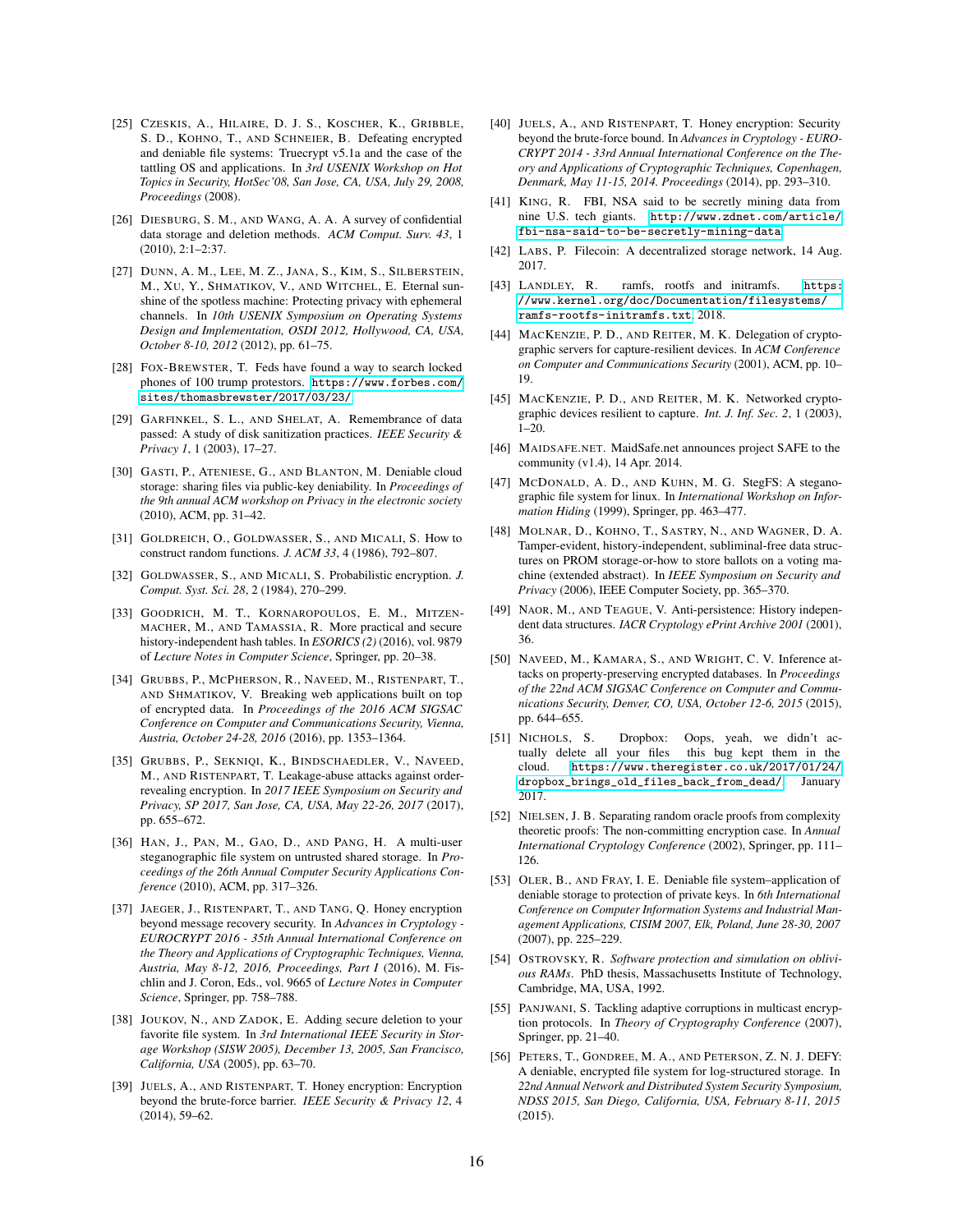[25] Czeskis, A., Hilaire, D. J. S., Koscher, K., Gribble, S. D., Kohno, T., and Schneier, B. Defeating encrypted and deniable file systems: Truecrypt v5.1a and the case of the tattling OS and applications. In *3rd USENIX Workshop on Hot Topics in Security, HotSec'08, San Jose, CA, USA, July 29, 2008, Proceedings* (2008).

[26] Diesburg, S. M., and Wang, A. A. A survey of confidential data storage and deletion methods. *ACM Comput. Surv. 43*, 1 (2010), 2:1–2:37.

[27] Dunn, A. M., Lee, M. Z., Jana, S., Kim, S., Silberstein, M., Xu, Y., Shmatikov, V., and Witchel, E. Eternal sunshine of the spotless machine: Protecting privacy with ephemeral channels. In *10th USENIX Symposium on Operating Systems Design and Implementation, OSDI 2012, Hollywood, CA, USA, October 8-10, 2012* (2012), pp. 61–75.

[28] Fox-Brewster, T. Feds have found a way to search locked phones of 100 trump protestors. https://www.forbes.com/sites/thomasbrewster/2017/03/23/.

[29] Garfinkel, S. L., and Shelat, A. Remembrance of data passed: A study of disk sanitization practices. *IEEE Security & Privacy 1*, 1 (2003), 17–27.

[30] Gasti, P., Ateniese, G., and Blanton, M. Deniable cloud storage: sharing files via public-key deniability. In *Proceedings of the 9th annual ACM workshop on Privacy in the electronic society* (2010), ACM, pp. 31–42.

[31] Goldreich, O., Goldwasser, S., and Micali, S. How to construct random functions. *J. ACM 33*, 4 (1986), 792–807.

[32] Goldwasser, S., and Micali, S. Probabilistic encryption. *J. Comput. Syst. Sci. 28*, 2 (1984), 270–299.

[33] Goodrich, M. T., Kornaropoulos, E. M., Mitzenmacher, M., and Tamassia, R. More practical and secure history-independent hash tables. In *ESORICS (2)* (2016), vol. 9879 of *Lecture Notes in Computer Science*, Springer, pp. 20–38.

[34] Grubbs, P., McPherson, R., Naveed, M., Ristenpart, T., and Shmatikov, V. Breaking web applications built on top of encrypted data. In *Proceedings of the 2016 ACM SIGSAC Conference on Computer and Communications Security, Vienna, Austria, October 24-28, 2016* (2016), pp. 1353–1364.

[35] Grubbs, P., Sekniqi, K., Bindschaedler, V., Naveed, M., and Ristenpart, T. Leakage-abuse attacks against order-revealing encryption. In *2017 IEEE Symposium on Security and Privacy, SP 2017, San Jose, CA, USA, May 22-26, 2017* (2017), pp. 655–672.

[36] Han, J., Pan, M., Gao, D., and Pang, H. A multi-user steganographic file system on untrusted shared storage. In *Proceedings of the 26th Annual Computer Security Applications Conference* (2010), ACM, pp. 317–326.

[37] Jaeger, J., Ristenpart, T., and Tang, Q. Honey encryption beyond message recovery security. In *Advances in Cryptology - EUROCRYPT 2016 - 35th Annual International Conference on the Theory and Applications of Cryptographic Techniques, Vienna, Austria, May 8-12, 2016, Proceedings, Part I* (2016), M. Fischlin and J. Coron, Eds., vol. 9665 of *Lecture Notes in Computer Science*, Springer, pp. 758–788.

[38] Joukov, N., and Zadok, E. Adding secure deletion to your favorite file system. In *3rd International IEEE Security in Storage Workshop (SISW 2005), December 13, 2005, San Francisco, California, USA* (2005), pp. 63–70.

[39] Juels, A., and Ristenpart, T. Honey encryption: Encryption beyond the brute-force barrier. *IEEE Security & Privacy 12*, 4 (2014), 59–62.

[40] Juels, A., and Ristenpart, T. Honey encryption: Security beyond the brute-force bound. In *Advances in Cryptology - EUROCRYPT 2014 - 33rd Annual International Conference on the Theory and Applications of Cryptographic Techniques, Copenhagen, Denmark, May 11-15, 2014. Proceedings* (2014), pp. 293–310.

[41] King, R. FBI, NSA said to be secretly mining data from nine U.S. tech giants. http://www.zdnet.com/article/fbi-nsa-said-to-be-secretly-mining-data.

[42] Labs, P. Filecoin: A decentralized storage network, 14 Aug. 2017.

[43] Landley, R. ramfs, rootfs and initramfs. https://www.kernel.org/doc/Documentation/filesystems/ramfs-rootfs-initramfs.txt, 2018.

[44] MacKenzie, P. D., and Reiter, M. K. Delegation of cryptographic servers for capture-resilient devices. In *ACM Conference on Computer and Communications Security* (2001), ACM, pp. 10–19.

[45] MacKenzie, P. D., and Reiter, M. K. Networked cryptographic devices resilient to capture. *Int. J. Inf. Sec. 2*, 1 (2003), 1–20.

[46] Maidsafe.net. MaidSafe.net announces project SAFE to the community (v1.4), 14 Apr. 2014.

[47] McDonald, A. D., and Kuhn, M. G. StegFS: A steganographic file system for linux. In *International Workshop on Information Hiding* (1999), Springer, pp. 463–477.

[48] Molnar, D., Kohno, T., Sastry, N., and Wagner, D. A. Tamper-evident, history-independent, subliminal-free data structures on PROM storage-or-how to store ballots on a voting machine (extended abstract). In *IEEE Symposium on Security and Privacy* (2006), IEEE Computer Society, pp. 365–370.

[49] Naor, M., and Teague, V. Anti-persistence: History independent data structures. *IACR Cryptology ePrint Archive 2001* (2001), 36.

[50] Naveed, M., Kamara, S., and Wright, C. V. Inference attacks on property-preserving encrypted databases. In *Proceedings of the 22nd ACM SIGSAC Conference on Computer and Communications Security, Denver, CO, USA, October 12-6, 2015* (2015), pp. 644–655.

[51] Nichols, S. Dropbox: Oops, yeah, we didn't actually delete all your files this bug kept them in the cloud. https://www.theregister.co.uk/2017/01/24/dropbox_brings_old_files_back_from_dead/, January 2017.

[52] Nielsen, J. B. Separating random oracle proofs from complexity theoretic proofs: The non-committing encryption case. In *Annual International Cryptology Conference* (2002), Springer, pp. 111–126.

[53] Oler, B., and Fray, I. E. Deniable file system–application of deniable storage to protection of private keys. In *6th International Conference on Computer Information Systems and Industrial Management Applications, CISIM 2007, Elk, Poland, June 28-30, 2007* (2007), pp. 225–229.

[54] Ostrovsky, R. *Software protection and simulation on oblivious RAMs*. PhD thesis, Massachusetts Institute of Technology, Cambridge, MA, USA, 1992.

[55] Panjwani, S. Tackling adaptive corruptions in multicast encryption protocols. In *Theory of Cryptography Conference* (2007), Springer, pp. 21–40.

[56] Peters, T., Gondree, M. A., and Peterson, Z. N. J. DEFY: A deniable, encrypted file system for log-structured storage. In *22nd Annual Network and Distributed System Security Symposium, NDSS 2015, San Diego, California, USA, February 8-11, 2015* (2015).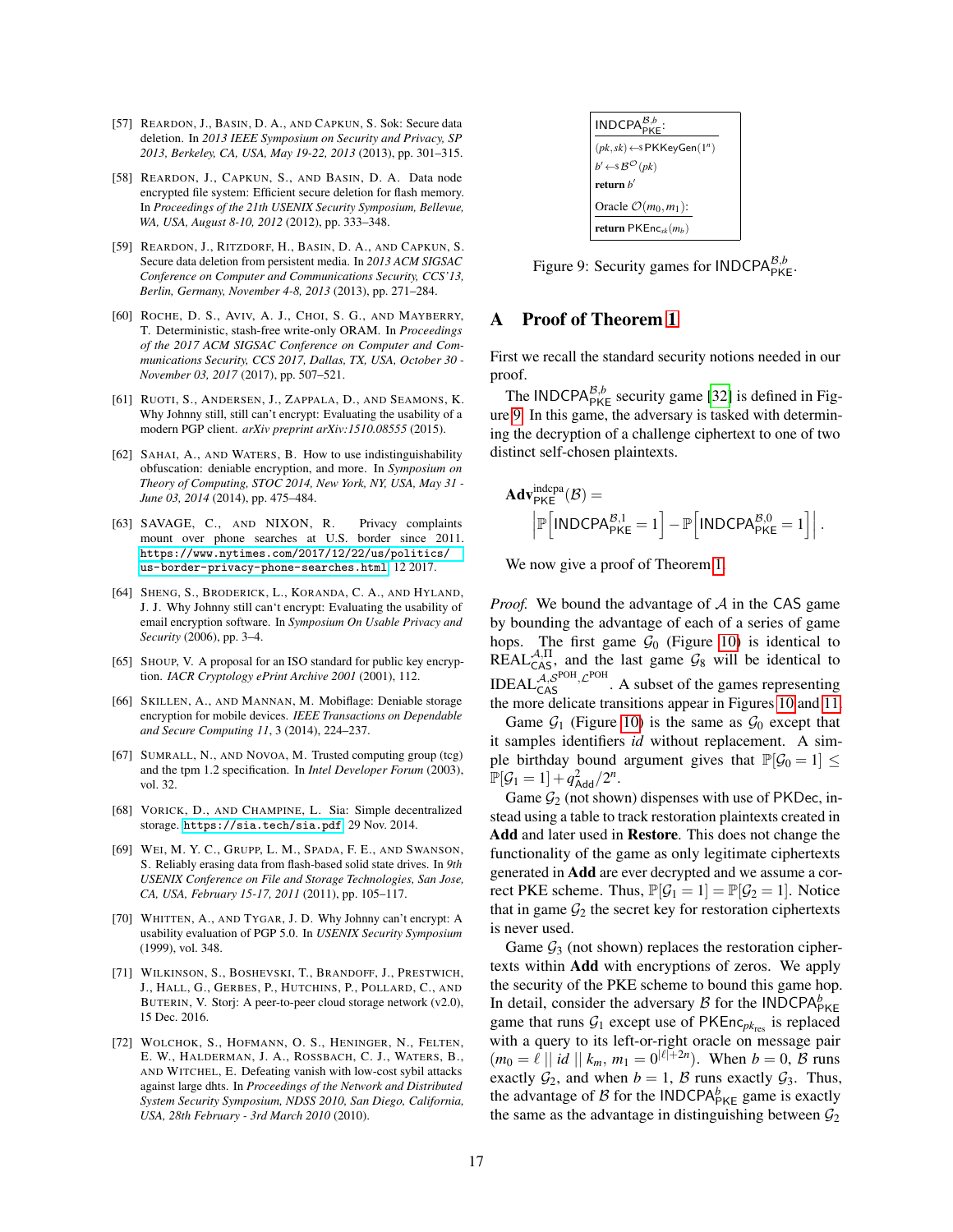[57] REARDON, J., BASIN, D. A., AND CAPKUN, S. Sok: Secure data deletion. In *2013 IEEE Symposium on Security and Privacy, SP 2013, Berkeley, CA, USA, May 19-22, 2013* (2013), pp. 301–315.

[58] REARDON, J., CAPKUN, S., AND BASIN, D. A. Data node encrypted file system: Efficient secure deletion for flash memory. In *Proceedings of the 21th USENIX Security Symposium, Bellevue, WA, USA, August 8-10, 2012* (2012), pp. 333–348.

[59] REARDON, J., RITZDORF, H., BASIN, D. A., AND CAPKUN, S. Secure data deletion from persistent media. In *2013 ACM SIGSAC Conference on Computer and Communications Security, CCS'13, Berlin, Germany, November 4-8, 2013* (2013), pp. 271–284.

[60] ROCHE, D. S., AVIV, A. J., CHOI, S. G., AND MAYBERRY, T. Deterministic, stash-free write-only ORAM. In *Proceedings of the 2017 ACM SIGSAC Conference on Computer and Communications Security, CCS 2017, Dallas, TX, USA, October 30 - November 03, 2017* (2017), pp. 507–521.

[61] RUOTI, S., ANDERSEN, J., ZAPPALA, D., AND SEAMONS, K. Why Johnny still, still can't encrypt: Evaluating the usability of a modern PGP client. *arXiv preprint arXiv:1510.08555* (2015).

[62] SAHAI, A., AND WATERS, B. How to use indistinguishability obfuscation: deniable encryption, and more. In *Symposium on Theory of Computing, STOC 2014, New York, NY, USA, May 31 - June 03, 2014* (2014), pp. 475–484.

[63] SAVAGE, C., AND NIXON, R. Privacy complaints mount over phone searches at U.S. border since 2011. https://www.nytimes.com/2017/12/22/us/politics/us-border-privacy-phone-searches.html, 12 2017.

[64] SHENG, S., BRODERICK, L., KORANDA, C. A., AND HYLAND, J. J. Why Johnny still can't encrypt: Evaluating the usability of email encryption software. In *Symposium On Usable Privacy and Security* (2006), pp. 3–4.

[65] SHOUP, V. A proposal for an ISO standard for public key encryption. *IACR Cryptology ePrint Archive 2001* (2001), 112.

[66] SKILLEN, A., AND MANNAN, M. Mobiflage: Deniable storage encryption for mobile devices. *IEEE Transactions on Dependable and Secure Computing 11*, 3 (2014), 224–237.

[67] SUMRALL, N., AND NOVOA, M. Trusted computing group (tcg) and the tpm 1.2 specification. In *Intel Developer Forum* (2003), vol. 32.

[68] VORICK, D., AND CHAMPINE, L. Sia: Simple decentralized storage. https://sia.tech/sia.pdf, 29 Nov. 2014.

[69] WEI, M. Y. C., GRUPP, L. M., SPADA, F. E., AND SWANSON, S. Reliably erasing data from flash-based solid state drives. In *9th USENIX Conference on File and Storage Technologies, San Jose, CA, USA, February 15-17, 2011* (2011), pp. 105–117.

[70] WHITTEN, A., AND TYGAR, J. D. Why Johnny can't encrypt: A usability evaluation of PGP 5.0. In *USENIX Security Symposium* (1999), vol. 348.

[71] WILKINSON, S., BOSHEVSKI, T., BRANDOFF, J., PRESTWICH, J., HALL, G., GERBES, P., HUTCHINS, P., POLLARD, C., AND BUTERIN, V. Storj: A peer-to-peer cloud storage network (v2.0), 15 Dec. 2016.

[72] WOLCHOK, S., HOFMANN, O. S., HENINGER, N., FELTEN, E. W., HALDERMAN, J. A., ROSSBACH, C. J., WATERS, B., AND WITCHEL, E. Defeating vanish with low-cost sybil attacks against large dhts. In *Proceedings of the Network and Distributed System Security Symposium, NDSS 2010, San Diego, California, USA, 28th February - 3rd March 2010* (2010).

```
INDCPA_PKE^{B,b}:
(pk, sk) <-$ PKKeyGen(1^n)
b' <-$ B^O(pk)
return b'

Oracle O(m_0, m_1):
return PKEnc_sk(m_b)
```

Figure 9: Security games for $\mathsf{INDCPA}_{\mathsf{PKE}}^{\mathcal{B},b}$.

## A Proof of Theorem 1

First we recall the standard security notions needed in our proof.

The $\mathsf{INDCPA}_{\mathsf{PKE}}^{\mathcal{B},b}$ security game [32] is defined in Figure 9. In this game, the adversary is tasked with determining the decryption of a challenge ciphertext to one of two distinct self-chosen plaintexts.

$$\mathbf{Adv}_{\mathsf{PKE}}^{\mathrm{indcpa}}(\mathcal{B}) = \left| \mathbb{P}\left[\mathsf{INDCPA}_{\mathsf{PKE}}^{\mathcal{B},1} = 1\right] - \mathbb{P}\left[\mathsf{INDCPA}_{\mathsf{PKE}}^{\mathcal{B},0} = 1\right] \right|.$$

We now give a proof of Theorem 1.

*Proof.* We bound the advantage of $\mathcal{A}$ in the CAS game by bounding the advantage of each of a series of game hops. The first game $\mathcal{G}_0$ (Figure 10) is identical to $\mathrm{REAL}_{\mathsf{CAS}}^{\mathcal{A},\Pi}$, and the last game $\mathcal{G}_8$ will be identical to $\mathrm{IDEAL}_{\mathsf{CAS}}^{\mathcal{A},\mathcal{S}^{\mathrm{POH}},\mathcal{L}^{\mathrm{POH}}}$. A subset of the games representing the more delicate transitions appear in Figures 10 and 11.

Game $\mathcal{G}_1$ (Figure 10) is the same as $\mathcal{G}_0$ except that it samples identifiers *id* without replacement. A simple birthday bound argument gives that $\mathbb{P}[\mathcal{G}_0 = 1] \le \mathbb{P}[\mathcal{G}_1 = 1] + q_{\mathsf{Add}}^2/2^n$.

Game $\mathcal{G}_2$ (not shown) dispenses with use of PKDec, instead using a table to track restoration plaintexts created in **Add** and later used in **Restore**. This does not change the functionality of the game as only legitimate ciphertexts generated in **Add** are ever decrypted and we assume a correct PKE scheme. Thus, $\mathbb{P}[\mathcal{G}_1 = 1] = \mathbb{P}[\mathcal{G}_2 = 1]$. Notice that in game $\mathcal{G}_2$ the secret key for restoration ciphertexts is never used.

Game $\mathcal{G}_3$ (not shown) replaces the restoration ciphertexts within **Add** with encryptions of zeros. We apply the security of the PKE scheme to bound this game hop. In detail, consider the adversary $\mathcal{B}$ for the $\mathsf{INDCPA}_{\mathsf{PKE}}^{b}$ game that runs $\mathcal{G}_1$ except use of $\mathsf{PKEnc}_{pk_{\mathrm{res}}}$ is replaced with a query to its left-or-right oracle on message pair $(m_0 = \ell \mid\mid id \mid\mid k_m,\ m_1 = 0^{|\ell|+2n})$. When $b = 0$, $\mathcal{B}$ runs exactly $\mathcal{G}_2$, and when $b = 1$, $\mathcal{B}$ runs exactly $\mathcal{G}_3$. Thus, the advantage of $\mathcal{B}$ for the $\mathsf{INDCPA}_{\mathsf{PKE}}^{b}$ game is exactly the same as the advantage in distinguishing between $\mathcal{G}_2$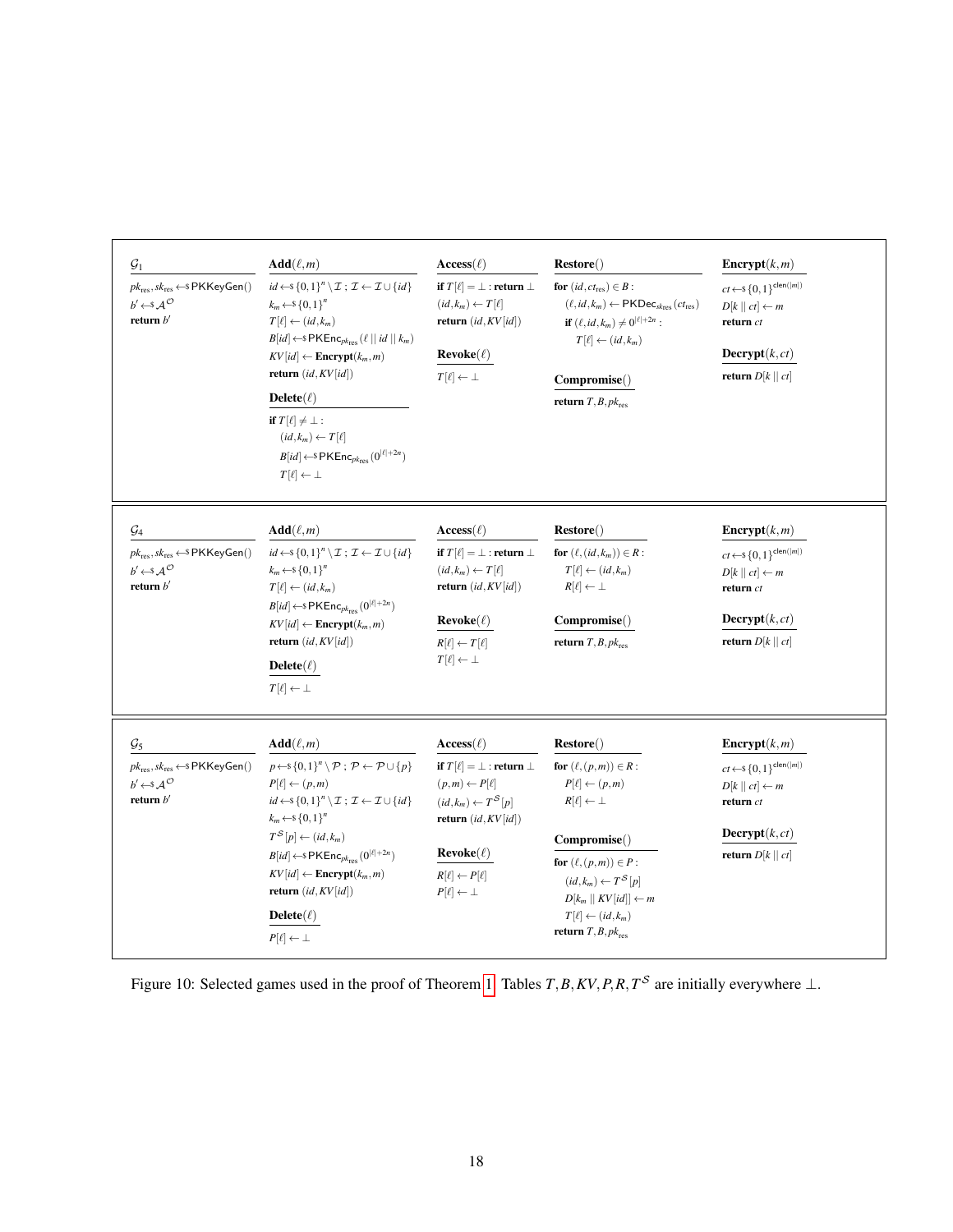```
G_1
  pk_res, sk_res <-$ PKKeyGen()
  b' <-$ A^O
  return b'

Add(ℓ, m)
  id <-$ {0,1}^n \ I ; I <- I ∪ {id}
  k_m <-$ {0,1}^n
  T[ℓ] <- (id, k_m)
  B[id] <-$ PKEnc_{pk_res}(ℓ || id || k_m)
  KV[id] <- Encrypt(k_m, m)
  return (id, KV[id])

Delete(ℓ)
  if T[ℓ] ≠ ⊥ :
    (id, k_m) <- T[ℓ]
    B[id] <-$ PKEnc_{pk_res}(0^{|ℓ|+2n})
    T[ℓ] <- ⊥

Access(ℓ)
  if T[ℓ] = ⊥ : return ⊥
  (id, k_m) <- T[ℓ]
  return (id, KV[id])

Revoke(ℓ)
  T[ℓ] <- ⊥

Restore()
  for (id, ct_res) ∈ B :
    (ℓ, id, k_m) <- PKDec_{sk_res}(ct_res)
    if (ℓ, id, k_m) ≠ 0^{|ℓ|+2n} :
      T[ℓ] <- (id, k_m)

Compromise()
  return T, B, pk_res

Encrypt(k, m)
  ct <-$ {0,1}^{clen(|m|)}
  D[k || ct] <- m
  return ct

Decrypt(k, ct)
  return D[k || ct]
```

```
G_4
  pk_res, sk_res <-$ PKKeyGen()
  b' <-$ A^O
  return b'

Add(ℓ, m)
  id <-$ {0,1}^n \ I ; I <- I ∪ {id}
  k_m <-$ {0,1}^n
  T[ℓ] <- (id, k_m)
  B[id] <-$ PKEnc_{pk_res}(0^{|ℓ|+2n})
  KV[id] <- Encrypt(k_m, m)
  return (id, KV[id])

Delete(ℓ)
  T[ℓ] <- ⊥

Access(ℓ)
  if T[ℓ] = ⊥ : return ⊥
  (id, k_m) <- T[ℓ]
  return (id, KV[id])

Revoke(ℓ)
  R[ℓ] <- T[ℓ]
  T[ℓ] <- ⊥

Restore()
  for (ℓ, (id, k_m)) ∈ R :
    T[ℓ] <- (id, k_m)
    R[ℓ] <- ⊥

Compromise()
  return T, B, pk_res

Encrypt(k, m)
  ct <-$ {0,1}^{clen(|m|)}
  D[k || ct] <- m
  return ct

Decrypt(k, ct)
  return D[k || ct]
```

```
G_5
  pk_res, sk_res <-$ PKKeyGen()
  b' <-$ A^O
  return b'

Add(ℓ, m)
  p <-$ {0,1}^n \ P ; P <- P ∪ {p}
  P[ℓ] <- (p, m)
  id <-$ {0,1}^n \ I ; I <- I ∪ {id}
  k_m <-$ {0,1}^n
  T^S[p] <- (id, k_m)
  B[id] <-$ PKEnc_{pk_res}(0^{|ℓ|+2n})
  KV[id] <- Encrypt(k_m, m)
  return (id, KV[id])

Delete(ℓ)
  P[ℓ] <- ⊥

Access(ℓ)
  if T[ℓ] = ⊥ : return ⊥
  (p, m) <- P[ℓ]
  (id, k_m) <- T^S[p]
  return (id, KV[id])

Revoke(ℓ)
  R[ℓ] <- P[ℓ]
  P[ℓ] <- ⊥

Restore()
  for (ℓ, (p, m)) ∈ R :
    P[ℓ] <- (p, m)
    R[ℓ] <- ⊥

Compromise()
  for (ℓ, (p, m)) ∈ P :
    (id, k_m) <- T^S[p]
    D[k_m || KV[id]] <- m
    T[ℓ] <- (id, k_m)
  return T, B, pk_res

Encrypt(k, m)
  ct <-$ {0,1}^{clen(|m|)}
  D[k || ct] <- m
  return ct

Decrypt(k, ct)
  return D[k || ct]
```

Figure 10: Selected games used in the proof of Theorem 1. Tables $T, B, KV, P, R, T^{\mathcal{S}}$ are initially everywhere $\perp$.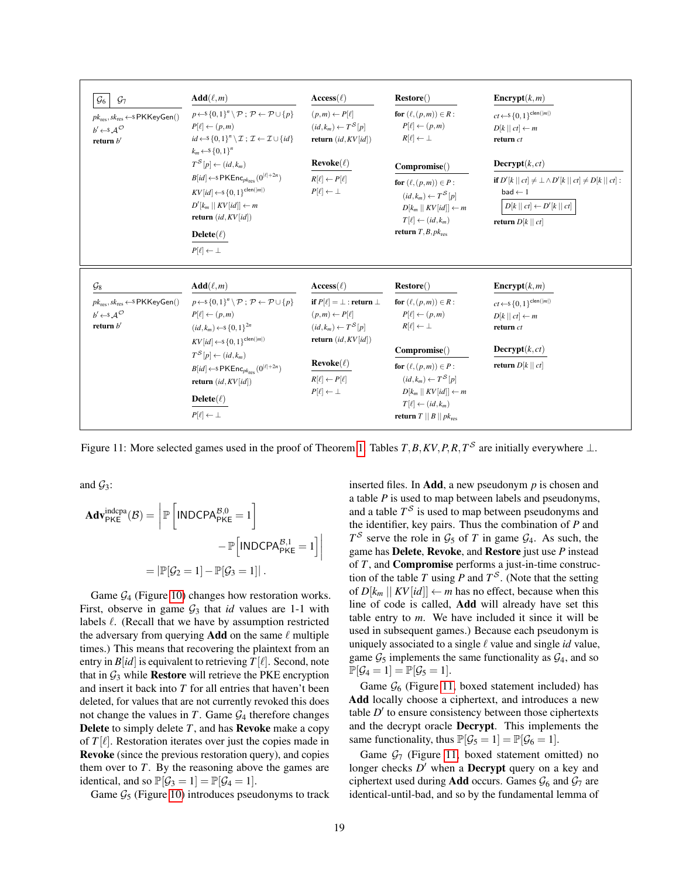```
[G6]  G7                         Add(ℓ, m)                                   Access(ℓ)                  Restore()                      Encrypt(k, m)
pk_res, sk_res ←$ PKKeyGen()     p ←$ {0,1}^n \ P ; P ← P ∪ {p}              (p, m) ← P[ℓ]              for (ℓ, (p, m)) ∈ R :          ct ←$ {0,1}^{clen(|m|)}
b' ←$ A^O                        P[ℓ] ← (p, m)                               (id, k_m) ← T^S[p]            P[ℓ] ← (p, m)              D[k || ct] ← m
return b'                        id ←$ {0,1}^n \ I ; I ← I ∪ {id}            return (id, KV[id])           R[ℓ] ← ⊥                   return ct
                                 k_m ←$ {0,1}^n
                                 T^S[p] ← (id, k_m)                          Revoke(ℓ)                  Compromise()                   Decrypt(k, ct)
                                 B[id] ←$ PKEnc_{pk_res}(0^{|ℓ|+2n})         R[ℓ] ← P[ℓ]                for (ℓ, (p, m)) ∈ P :          if D'[k || ct] ≠ ⊥ ∧ D'[k || ct] ≠ D[k || ct] :
                                 KV[id] ←$ {0,1}^{clen(|m|)}                 P[ℓ] ← ⊥                      (id, k_m) ← T^S[p]             bad ← 1
                                 D'[k_m || KV[id]] ← m                                                     D[k_m || KV[id]] ← m           [D[k || ct] ← D'[k || ct]]
                                 return (id, KV[id])                                                       T[ℓ] ← (id, k_m)           return D[k || ct]
                                                                                                        return T, B, pk_res
                                 Delete(ℓ)
                                 P[ℓ] ← ⊥
```

```
G8                               Add(ℓ, m)                                   Access(ℓ)                  Restore()                      Encrypt(k, m)
pk_res, sk_res ←$ PKKeyGen()     p ←$ {0,1}^n \ P ; P ← P ∪ {p}              if P[ℓ] = ⊥ : return ⊥     for (ℓ, (p, m)) ∈ R :          ct ←$ {0,1}^{clen(|m|)}
b' ←$ A^O                        P[ℓ] ← (p, m)                               (p, m) ← P[ℓ]                 P[ℓ] ← (p, m)              D[k || ct] ← m
return b'                        (id, k_m) ←$ {0,1}^{2n}                     (id, k_m) ← T^S[p]            R[ℓ] ← ⊥                   return ct
                                 KV[id] ←$ {0,1}^{clen(|m|)}                 return (id, KV[id])
                                 T^S[p] ← (id, k_m)                                                     Compromise()                   Decrypt(k, ct)
                                 B[id] ←$ PKEnc_{pk_res}(0^{|ℓ|+2n})         Revoke(ℓ)                  for (ℓ, (p, m)) ∈ P :          return D[k || ct]
                                 return (id, KV[id])                         R[ℓ] ← P[ℓ]                   (id, k_m) ← T^S[p]
                                                                             P[ℓ] ← ⊥                      D[k_m || KV[id]] ← m
                                 Delete(ℓ)                                                                 T[ℓ] ← (id, k_m)
                                 P[ℓ] ← ⊥                                                               return T || B || pk_res
```

Figure 11: More selected games used in the proof of Theorem 1. Tables $T, B, KV, P, R, T^{\mathcal{S}}$ are initially everywhere $\perp$.

and $\mathcal{G}_3$:

$$\mathbf{Adv}^{\text{indcpa}}_{\mathsf{PKE}}(\mathcal{B}) = \left| \mathbb{P}\left[\mathsf{INDCPA}^{\mathcal{B},0}_{\mathsf{PKE}} = 1\right] - \mathbb{P}\left[\mathsf{INDCPA}^{\mathcal{B},1}_{\mathsf{PKE}} = 1\right] \right| = \left|\mathbb{P}[\mathcal{G}_2 = 1] - \mathbb{P}[\mathcal{G}_3 = 1]\right| .$$

Game $\mathcal{G}_4$ (Figure 10) changes how restoration works. First, observe in game $\mathcal{G}_3$ that $id$ values are 1-1 with labels $\ell$. (Recall that we have by assumption restricted the adversary from querying **Add** on the same $\ell$ multiple times.) This means that recovering the plaintext from an entry in $B[id]$ is equivalent to retrieving $T[\ell]$. Second, note that in $\mathcal{G}_3$ while **Restore** will retrieve the PKE encryption and insert it back into $T$ for all entries that haven't been deleted, for values that are not currently revoked this does not change the values in $T$. Game $\mathcal{G}_4$ therefore changes **Delete** to simply delete $T$, and has **Revoke** make a copy of $T[\ell]$. Restoration iterates over just the copies made in **Revoke** (since the previous restoration query), and copies them over to $T$. By the reasoning above the games are identical, and so $\mathbb{P}[\mathcal{G}_3 = 1] = \mathbb{P}[\mathcal{G}_4 = 1]$.

Game $\mathcal{G}_5$ (Figure 10) introduces pseudonyms to track inserted files. In **Add**, a new pseudonym $p$ is chosen and a table $P$ is used to map between labels and pseudonyms, and a table $T^{\mathcal{S}}$ is used to map between pseudonyms and the identifier, key pairs. Thus the combination of $P$ and $T^{\mathcal{S}}$ serve the role in $\mathcal{G}_5$ of $T$ in game $\mathcal{G}_4$. As such, the game has **Delete**, **Revoke**, and **Restore** just use $P$ instead of $T$, and **Compromise** performs a just-in-time construction of the table $T$ using $P$ and $T^{\mathcal{S}}$. (Note that the setting of $D[k_m \,||\, KV[id]] \leftarrow m$ has no effect, because when this line of code is called, **Add** will already have set this table entry to $m$. We have included it since it will be used in subsequent games.) Because each pseudonym is uniquely associated to a single $\ell$ value and single $id$ value, game $\mathcal{G}_5$ implements the same functionality as $\mathcal{G}_4$, and so $\mathbb{P}[\mathcal{G}_4 = 1] = \mathbb{P}[\mathcal{G}_5 = 1]$.

Game $\mathcal{G}_6$ (Figure 11, boxed statement included) has **Add** locally choose a ciphertext, and introduces a new table $D'$ to ensure consistency between those ciphertexts and the decrypt oracle **Decrypt**. This implements the same functionality, thus $\mathbb{P}[\mathcal{G}_5 = 1] = \mathbb{P}[\mathcal{G}_6 = 1]$.

Game $\mathcal{G}_7$ (Figure 11, boxed statement omitted) no longer checks $D'$ when a **Decrypt** query on a key and ciphertext used during **Add** occurs. Games $\mathcal{G}_6$ and $\mathcal{G}_7$ are identical-until-bad, and so by the fundamental lemma of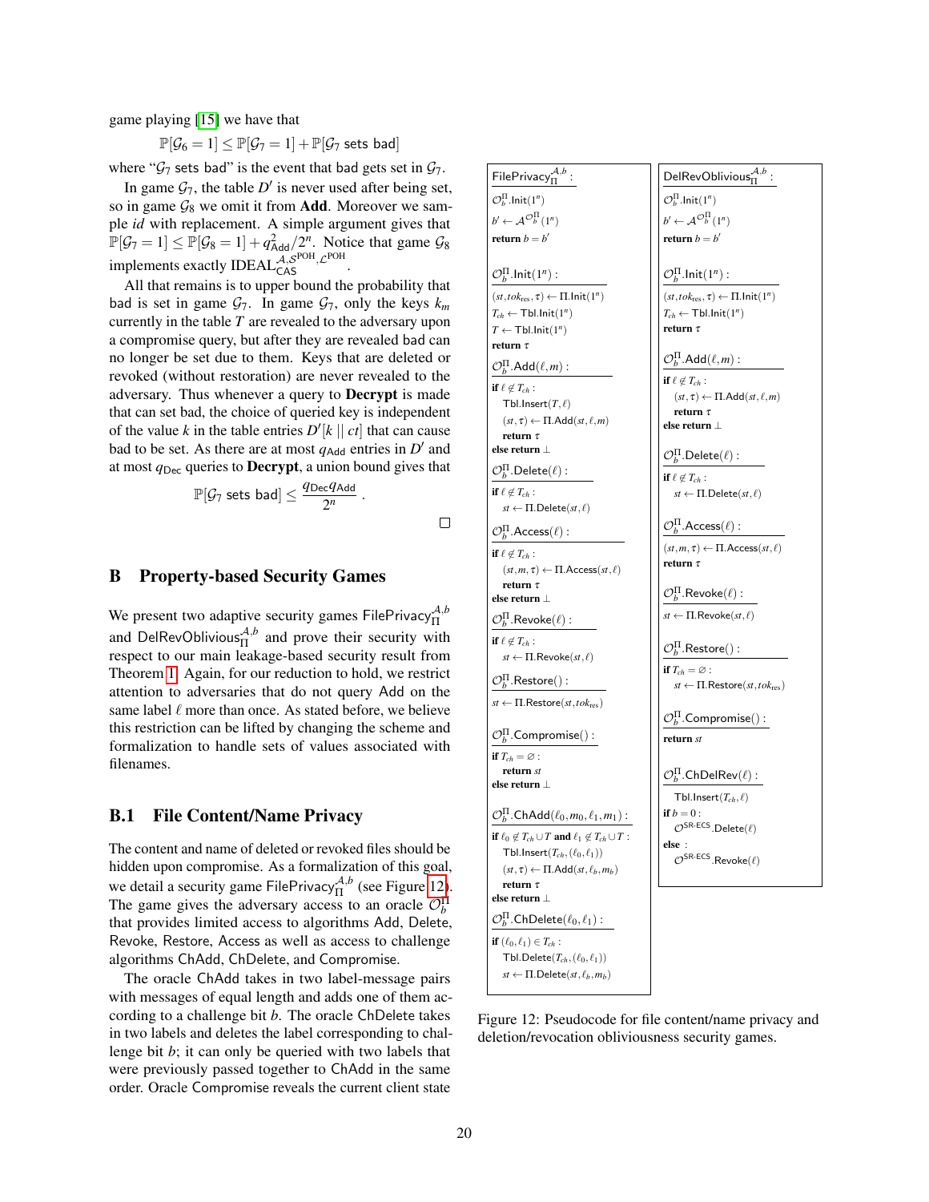game playing [15] we have that

$$\mathbb{P}[\mathcal{G}_6 = 1] \leq \mathbb{P}[\mathcal{G}_7 = 1] + \mathbb{P}[\mathcal{G}_7 \text{ sets bad}]$$

where "$\mathcal{G}_7$ sets bad" is the event that bad gets set in $\mathcal{G}_7$.

In game $\mathcal{G}_7$, the table $D'$ is never used after being set, so in game $\mathcal{G}_8$ we omit it from **Add**. Moreover we sample *id* with replacement. A simple argument gives that $\mathbb{P}[\mathcal{G}_7 = 1] \leq \mathbb{P}[\mathcal{G}_8 = 1] + q_{\mathsf{Add}}^2/2^n$. Notice that game $\mathcal{G}_8$ implements exactly $\mathrm{IDEAL}_{\mathsf{CAS}}^{\mathcal{A},\mathcal{S}^{\mathrm{POH}},\mathcal{L}^{\mathrm{POH}}}$.

All that remains is to upper bound the probability that bad is set in game $\mathcal{G}_7$. In game $\mathcal{G}_7$, only the keys $k_m$ currently in the table $T$ are revealed to the adversary upon a compromise query, but after they are revealed bad can no longer be set due to them. Keys that are deleted or revoked (without restoration) are never revealed to the adversary. Thus whenever a query to **Decrypt** is made that can set bad, the choice of queried key is independent of the value $k$ in the table entries $D'[k \mid\mid ct]$ that can cause bad to be set. As there are at most $q_{\mathsf{Add}}$ entries in $D'$ and at most $q_{\mathsf{Dec}}$ queries to **Decrypt**, a union bound gives that

$$\mathbb{P}[\mathcal{G}_7 \text{ sets bad}] \leq \frac{q_{\mathsf{Dec}} q_{\mathsf{Add}}}{2^n} .$$

□

## B Property-based Security Games

We present two adaptive security games $\mathsf{FilePrivacy}_{\Pi}^{\mathcal{A},b}$ and $\mathsf{DelRevOblivious}_{\Pi}^{\mathcal{A},b}$ and prove their security with respect to our main leakage-based security result from Theorem 1. Again, for our reduction to hold, we restrict attention to adversaries that do not query Add on the same label $\ell$ more than once. As stated before, we believe this restriction can be lifted by changing the scheme and formalization to handle sets of values associated with filenames.

### B.1 File Content/Name Privacy

The content and name of deleted or revoked files should be hidden upon compromise. As a formalization of this goal, we detail a security game $\mathsf{FilePrivacy}_{\Pi}^{\mathcal{A},b}$ (see Figure 12). The game gives the adversary access to an oracle $\mathcal{O}_b^{\Pi}$ that provides limited access to algorithms Add, Delete, Revoke, Restore, Access as well as access to challenge algorithms ChAdd, ChDelete, and Compromise.

The oracle ChAdd takes in two label-message pairs with messages of equal length and adds one of them according to a challenge bit $b$. The oracle ChDelete takes in two labels and deletes the label corresponding to challenge bit $b$; it can only be queried with two labels that were previously passed together to ChAdd in the same order. Oracle Compromise reveals the current client state

```
FilePrivacy_Π^{A,b}:
  O_b^Π.Init(1^n)
  b' ← A^{O_b^Π}(1^n)
  return b = b'

O_b^Π.Init(1^n):
  (st, tok_res, τ) ← Π.Init(1^n)
  T_ch ← Tbl.Init(1^n)
  T ← Tbl.Init(1^n)
  return τ

O_b^Π.Add(ℓ, m):
  if ℓ ∉ T_ch :
    Tbl.Insert(T, ℓ)
    (st, τ) ← Π.Add(st, ℓ, m)
    return τ
  else return ⊥

O_b^Π.Delete(ℓ):
  if ℓ ∉ T_ch :
    st ← Π.Delete(st, ℓ)

O_b^Π.Access(ℓ):
  if ℓ ∉ T_ch :
    (st, m, τ) ← Π.Access(st, ℓ)
    return τ
  else return ⊥

O_b^Π.Revoke(ℓ):
  if ℓ ∉ T_ch :
    st ← Π.Revoke(st, ℓ)

O_b^Π.Restore():
  st ← Π.Restore(st, tok_res)

O_b^Π.Compromise():
  if T_ch = ∅ :
    return st
  else return ⊥

O_b^Π.ChAdd(ℓ_0, m_0, ℓ_1, m_1):
  if ℓ_0 ∉ T_ch ∪ T and ℓ_1 ∉ T_ch ∪ T :
    Tbl.Insert(T_ch, (ℓ_0, ℓ_1))
    (st, τ) ← Π.Add(st, ℓ_b, m_b)
    return τ
  else return ⊥

O_b^Π.ChDelete(ℓ_0, ℓ_1):
  if (ℓ_0, ℓ_1) ∈ T_ch :
    Tbl.Delete(T_ch, (ℓ_0, ℓ_1))
    st ← Π.Delete(st, ℓ_b, m_b)
```

```
DelRevOblivious_Π^{A,b}:
  O_b^Π.Init(1^n)
  b' ← A^{O_b^Π}(1^n)
  return b = b'

O_b^Π.Init(1^n):
  (st, tok_res, τ) ← Π.Init(1^n)
  T_ch ← Tbl.Init(1^n)
  return τ

O_b^Π.Add(ℓ, m):
  if ℓ ∉ T_ch :
    (st, τ) ← Π.Add(st, ℓ, m)
    return τ
  else return ⊥

O_b^Π.Delete(ℓ):
  if ℓ ∉ T_ch :
    st ← Π.Delete(st, ℓ)

O_b^Π.Access(ℓ):
  (st, m, τ) ← Π.Access(st, ℓ)
  return τ

O_b^Π.Revoke(ℓ):
  st ← Π.Revoke(st, ℓ)

O_b^Π.Restore():
  if T_ch = ∅ :
    st ← Π.Restore(st, tok_res)

O_b^Π.Compromise():
  return st

O_b^Π.ChDelRev(ℓ):
  Tbl.Insert(T_ch, ℓ)
  if b = 0 :
    O^{SR-ECS}.Delete(ℓ)
  else :
    O^{SR-ECS}.Revoke(ℓ)
```

Figure 12: Pseudocode for file content/name privacy and deletion/revocation obliviousness security games.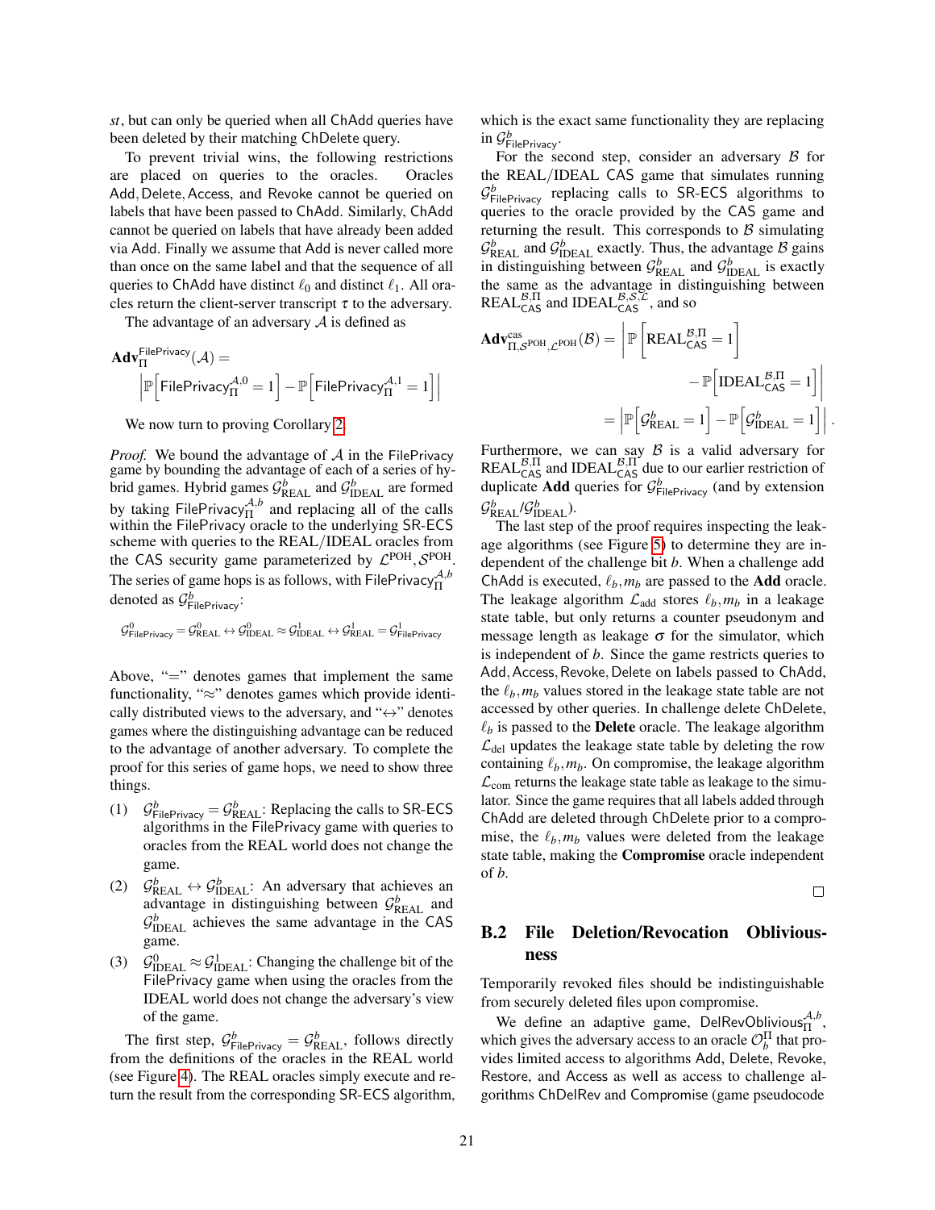*st*, but can only be queried when all ChAdd queries have been deleted by their matching ChDelete query.

To prevent trivial wins, the following restrictions are placed on queries to the oracles. Oracles Add, Delete, Access, and Revoke cannot be queried on labels that have been passed to ChAdd. Similarly, ChAdd cannot be queried on labels that have already been added via Add. Finally we assume that Add is never called more than once on the same label and that the sequence of all queries to ChAdd have distinct $\ell_0$ and distinct $\ell_1$. All oracles return the client-server transcript $\tau$ to the adversary.

The advantage of an adversary $\mathcal{A}$ is defined as

$$\mathbf{Adv}_{\Pi}^{\mathsf{FilePrivacy}}(\mathcal{A}) = \left| \mathbb{P}\left[\mathsf{FilePrivacy}_{\Pi}^{\mathcal{A},0} = 1\right] - \mathbb{P}\left[\mathsf{FilePrivacy}_{\Pi}^{\mathcal{A},1} = 1\right] \right|$$

We now turn to proving Corollary 2.

*Proof.* We bound the advantage of $\mathcal{A}$ in the FilePrivacy game by bounding the advantage of each of a series of hybrid games. Hybrid games $\mathcal{G}^b_{\mathrm{REAL}}$ and $\mathcal{G}^b_{\mathrm{IDEAL}}$ are formed by taking $\mathsf{FilePrivacy}_{\Pi}^{\mathcal{A},b}$ and replacing all of the calls within the FilePrivacy oracle to the underlying SR-ECS scheme with queries to the REAL/IDEAL oracles from the CAS security game parameterized by $\mathcal{L}^{\mathrm{POH}}, \mathcal{S}^{\mathrm{POH}}$. The series of game hops is as follows, with $\mathsf{FilePrivacy}_{\Pi}^{\mathcal{A},b}$ denoted as $\mathcal{G}^b_{\mathsf{FilePrivacy}}$:

$$\mathcal{G}^0_{\mathsf{FilePrivacy}} = \mathcal{G}^0_{\mathrm{REAL}} \leftrightarrow \mathcal{G}^0_{\mathrm{IDEAL}} \approx \mathcal{G}^1_{\mathrm{IDEAL}} \leftrightarrow \mathcal{G}^1_{\mathrm{REAL}} = \mathcal{G}^1_{\mathsf{FilePrivacy}}$$

Above, "$=$" denotes games that implement the same functionality, "$\approx$" denotes games which provide identically distributed views to the adversary, and "$\leftrightarrow$" denotes games where the distinguishing advantage can be reduced to the advantage of another adversary. To complete the proof for this series of game hops, we need to show three things.

(1) $\mathcal{G}^b_{\mathsf{FilePrivacy}} = \mathcal{G}^b_{\mathrm{REAL}}$: Replacing the calls to SR-ECS algorithms in the FilePrivacy game with queries to oracles from the REAL world does not change the game.

(2) $\mathcal{G}^b_{\mathrm{REAL}} \leftrightarrow \mathcal{G}^b_{\mathrm{IDEAL}}$: An adversary that achieves an advantage in distinguishing between $\mathcal{G}^b_{\mathrm{REAL}}$ and $\mathcal{G}^b_{\mathrm{IDEAL}}$ achieves the same advantage in the CAS game.

(3) $\mathcal{G}^0_{\mathrm{IDEAL}} \approx \mathcal{G}^1_{\mathrm{IDEAL}}$: Changing the challenge bit of the FilePrivacy game when using the oracles from the IDEAL world does not change the adversary's view of the game.

The first step, $\mathcal{G}^b_{\mathsf{FilePrivacy}} = \mathcal{G}^b_{\mathrm{REAL}}$, follows directly from the definitions of the oracles in the REAL world (see Figure 4). The REAL oracles simply execute and return the result from the corresponding SR-ECS algorithm, which is the exact same functionality they are replacing in $\mathcal{G}^b_{\mathsf{FilePrivacy}}$.

For the second step, consider an adversary $\mathcal{B}$ for the REAL/IDEAL CAS game that simulates running $\mathcal{G}^b_{\mathsf{FilePrivacy}}$ replacing calls to SR-ECS algorithms to queries to the oracle provided by the CAS game and returning the result. This corresponds to $\mathcal{B}$ simulating $\mathcal{G}^b_{\mathrm{REAL}}$ and $\mathcal{G}^b_{\mathrm{IDEAL}}$ exactly. Thus, the advantage $\mathcal{B}$ gains in distinguishing between $\mathcal{G}^b_{\mathrm{REAL}}$ and $\mathcal{G}^b_{\mathrm{IDEAL}}$ is exactly the same as the advantage in distinguishing between $\mathrm{REAL}^{\mathcal{B},\Pi}_{\mathsf{CAS}}$ and $\mathrm{IDEAL}^{\mathcal{B},\mathcal{S},\mathcal{L}}_{\mathsf{CAS}}$, and so

$$\begin{aligned}\mathbf{Adv}^{\mathrm{cas}}_{\Pi,\mathcal{S}^{\mathrm{POH}},\mathcal{L}^{\mathrm{POH}}}(\mathcal{B}) &= \left| \mathbb{P}\left[\mathrm{REAL}^{\mathcal{B},\Pi}_{\mathsf{CAS}} = 1\right] - \mathbb{P}\left[\mathrm{IDEAL}^{\mathcal{B},\Pi}_{\mathsf{CAS}} = 1\right] \right| \\ &= \left| \mathbb{P}\left[\mathcal{G}^b_{\mathrm{REAL}} = 1\right] - \mathbb{P}\left[\mathcal{G}^b_{\mathrm{IDEAL}} = 1\right] \right|.\end{aligned}$$

Furthermore, we can say $\mathcal{B}$ is a valid adversary for $\mathrm{REAL}^{\mathcal{B},\Pi}_{\mathsf{CAS}}$ and $\mathrm{IDEAL}^{\mathcal{B},\Pi}_{\mathsf{CAS}}$ due to our earlier restriction of duplicate **Add** queries for $\mathcal{G}^b_{\mathsf{FilePrivacy}}$ (and by extension $\mathcal{G}^b_{\mathrm{REAL}}/\mathcal{G}^b_{\mathrm{IDEAL}}$).

The last step of the proof requires inspecting the leakage algorithms (see Figure 5) to determine they are independent of the challenge bit $b$. When a challenge add ChAdd is executed, $\ell_b, m_b$ are passed to the **Add** oracle. The leakage algorithm $\mathcal{L}_{\mathrm{add}}$ stores $\ell_b, m_b$ in a leakage state table, but only returns a counter pseudonym and message length as leakage $\sigma$ for the simulator, which is independent of $b$. Since the game restricts queries to Add, Access, Revoke, Delete on labels passed to ChAdd, the $\ell_b, m_b$ values stored in the leakage state table are not accessed by other queries. In challenge delete ChDelete, $\ell_b$ is passed to the **Delete** oracle. The leakage algorithm $\mathcal{L}_{\mathrm{del}}$ updates the leakage state table by deleting the row containing $\ell_b, m_b$. On compromise, the leakage algorithm $\mathcal{L}_{\mathrm{com}}$ returns the leakage state table as leakage to the simulator. Since the game requires that all labels added through ChAdd are deleted through ChDelete prior to a compromise, the $\ell_b, m_b$ values were deleted from the leakage state table, making the **Compromise** oracle independent of $b$.

□

## B.2 File Deletion/Revocation Obliviousness

Temporarily revoked files should be indistinguishable from securely deleted files upon compromise.

We define an adaptive game, $\mathsf{DelRevOblivious}_{\Pi}^{\mathcal{A},b}$, which gives the adversary access to an oracle $\mathcal{O}^{\Pi}_b$ that provides limited access to algorithms Add, Delete, Revoke, Restore, and Access as well as access to challenge algorithms ChDelRev and Compromise (game pseudocode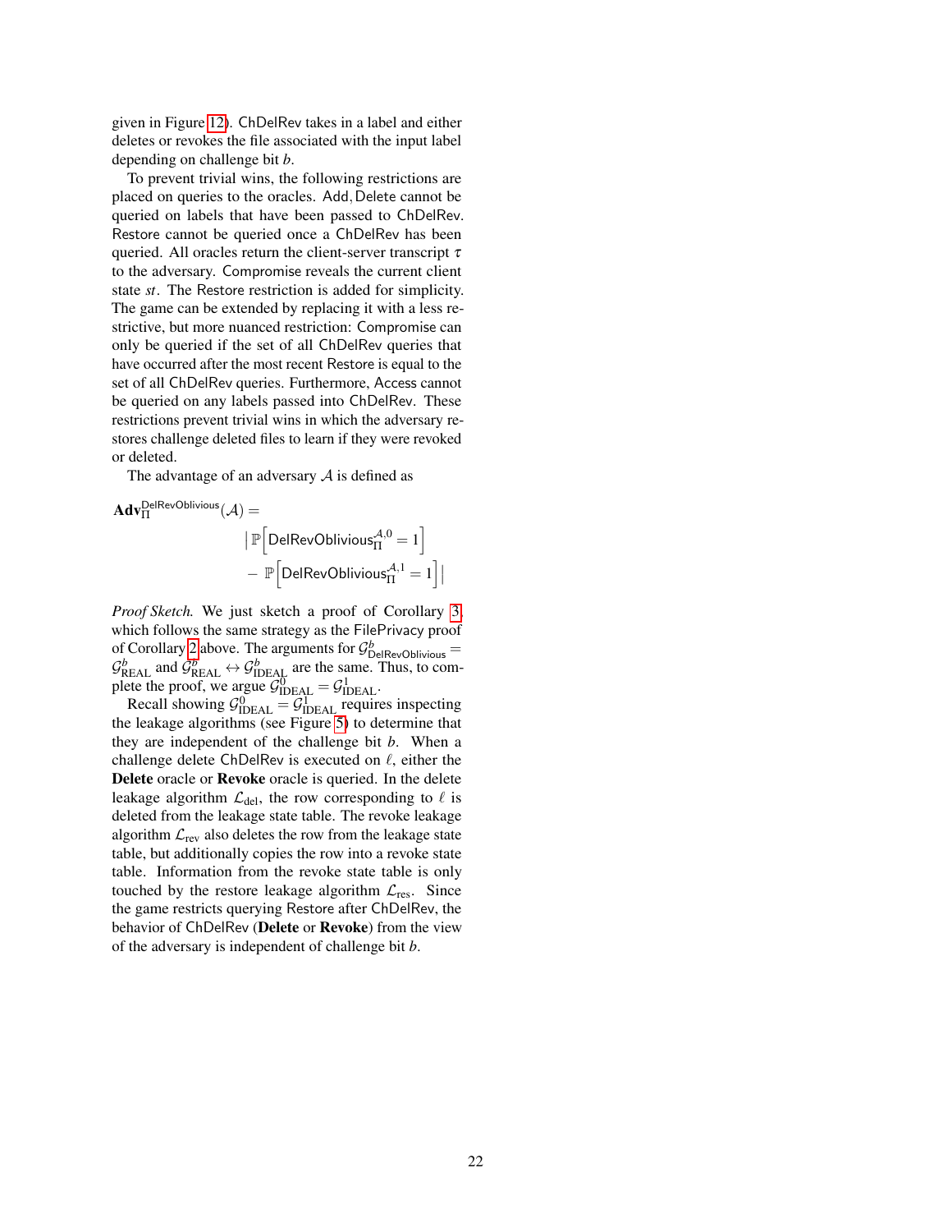given in Figure 12). ChDelRev takes in a label and either deletes or revokes the file associated with the input label depending on challenge bit $b$.

To prevent trivial wins, the following restrictions are placed on queries to the oracles. Add, Delete cannot be queried on labels that have been passed to ChDelRev. Restore cannot be queried once a ChDelRev has been queried. All oracles return the client-server transcript $\tau$ to the adversary. Compromise reveals the current client state $st$. The Restore restriction is added for simplicity. The game can be extended by replacing it with a less restrictive, but more nuanced restriction: Compromise can only be queried if the set of all ChDelRev queries that have occurred after the most recent Restore is equal to the set of all ChDelRev queries. Furthermore, Access cannot be queried on any labels passed into ChDelRev. These restrictions prevent trivial wins in which the adversary restores challenge deleted files to learn if they were revoked or deleted.

The advantage of an adversary $\mathcal{A}$ is defined as

$$\mathbf{Adv}_{\Pi}^{\mathsf{DelRevOblivious}}(\mathcal{A}) = \left| \mathbb{P}\left[\mathsf{DelRevOblivious}_{\Pi}^{\mathcal{A},0} = 1\right] - \mathbb{P}\left[\mathsf{DelRevOblivious}_{\Pi}^{\mathcal{A},1} = 1\right] \right|$$

*Proof Sketch.* We just sketch a proof of Corollary 3, which follows the same strategy as the FilePrivacy proof of Corollary 2 above. The arguments for $\mathcal{G}^b_{\mathsf{DelRevOblivious}} = \mathcal{G}^b_{\mathrm{REAL}}$ and $\mathcal{G}^b_{\mathrm{REAL}} \leftrightarrow \mathcal{G}^b_{\mathrm{IDEAL}}$ are the same. Thus, to complete the proof, we argue $\mathcal{G}^0_{\mathrm{IDEAL}} = \mathcal{G}^1_{\mathrm{IDEAL}}$.

Recall showing $\mathcal{G}^0_{\mathrm{IDEAL}} = \mathcal{G}^1_{\mathrm{IDEAL}}$ requires inspecting the leakage algorithms (see Figure 5) to determine that they are independent of the challenge bit $b$. When a challenge delete ChDelRev is executed on $\ell$, either the **Delete** oracle or **Revoke** oracle is queried. In the delete leakage algorithm $\mathcal{L}_{\mathrm{del}}$, the row corresponding to $\ell$ is deleted from the leakage state table. The revoke leakage algorithm $\mathcal{L}_{\mathrm{rev}}$ also deletes the row from the leakage state table, but additionally copies the row into a revoke state table. Information from the revoke state table is only touched by the restore leakage algorithm $\mathcal{L}_{\mathrm{res}}$. Since the game restricts querying Restore after ChDelRev, the behavior of ChDelRev (**Delete** or **Revoke**) from the view of the adversary is independent of challenge bit $b$.